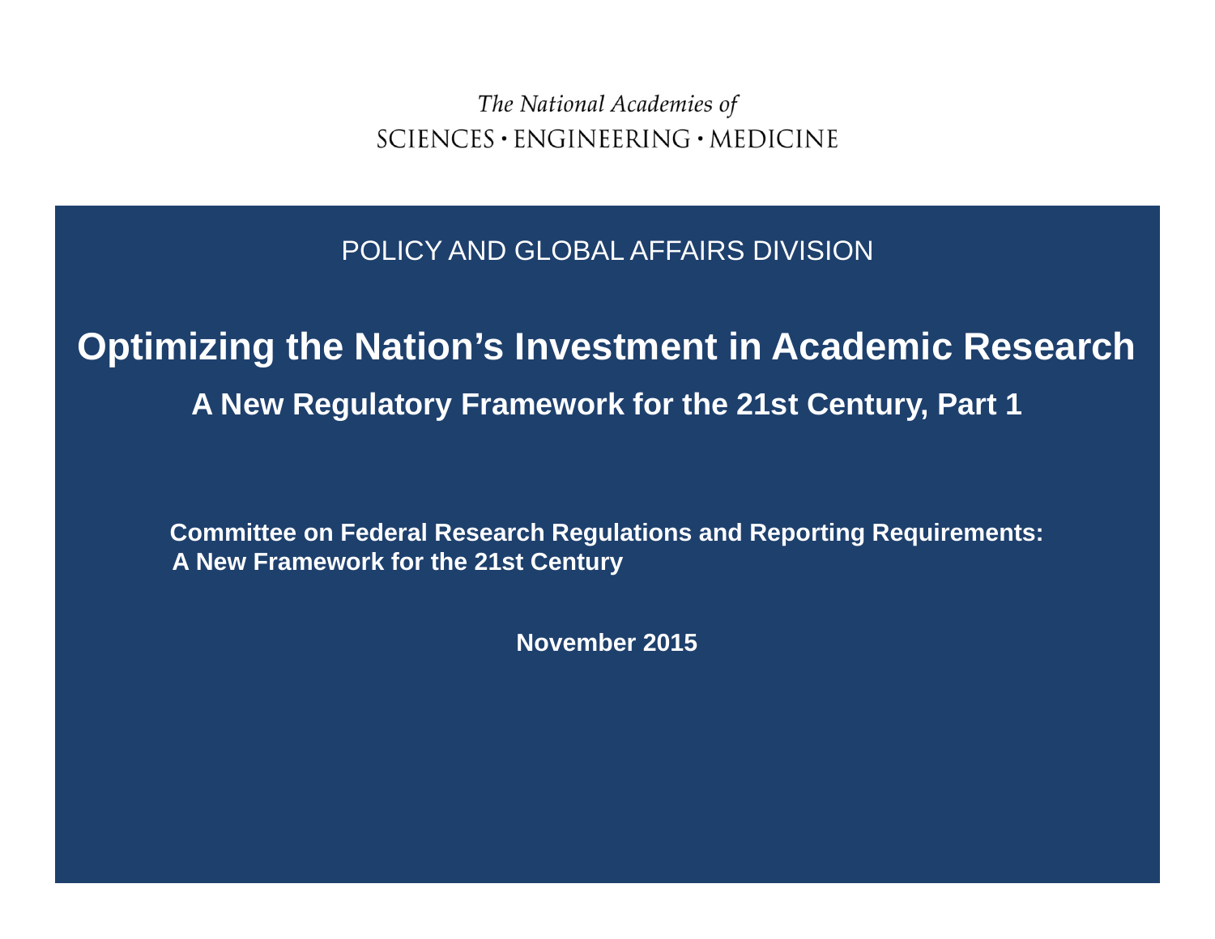*The National Academies of*
SCIENCES · ENGINEERING · MEDICINE

POLICY AND GLOBAL AFFAIRS DIVISION

# Optimizing the Nation's Investment in Academic Research

## A New Regulatory Framework for the 21st Century, Part 1

**Committee on Federal Research Regulations and Reporting Requirements: A New Framework for the 21st Century**

**November 2015**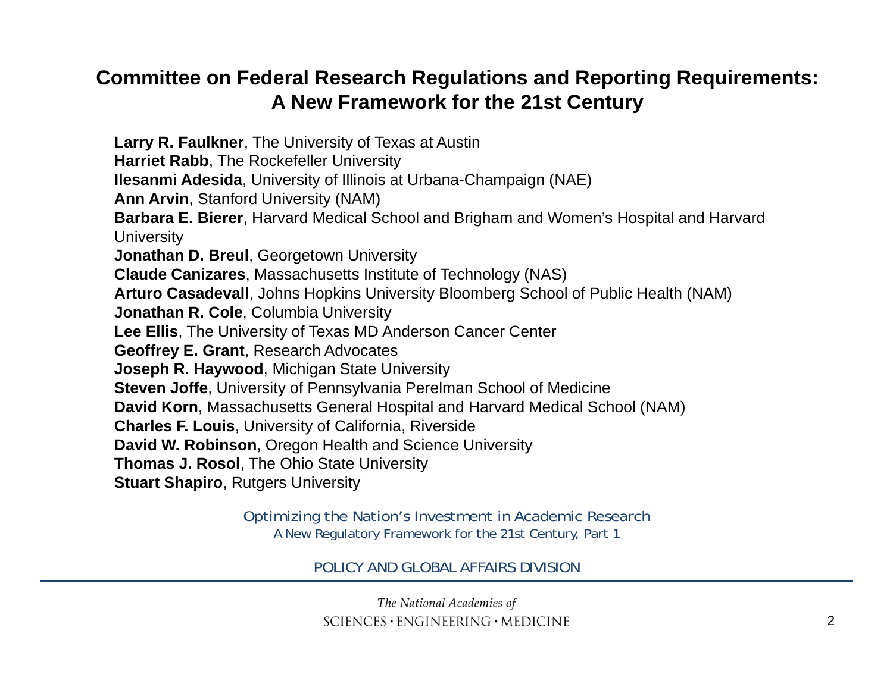## Committee on Federal Research Regulations and Reporting Requirements: A New Framework for the 21st Century

**Larry R. Faulkner**, The University of Texas at Austin
**Harriet Rabb**, The Rockefeller University
**Ilesanmi Adesida**, University of Illinois at Urbana-Champaign (NAE)
**Ann Arvin**, Stanford University (NAM)
**Barbara E. Bierer**, Harvard Medical School and Brigham and Women's Hospital and Harvard University
**Jonathan D. Breul**, Georgetown University
**Claude Canizares**, Massachusetts Institute of Technology (NAS)
**Arturo Casadevall**, Johns Hopkins University Bloomberg School of Public Health (NAM)
**Jonathan R. Cole**, Columbia University
**Lee Ellis**, The University of Texas MD Anderson Cancer Center
**Geoffrey E. Grant**, Research Advocates
**Joseph R. Haywood**, Michigan State University
**Steven Joffe**, University of Pennsylvania Perelman School of Medicine
**David Korn**, Massachusetts General Hospital and Harvard Medical School (NAM)
**Charles F. Louis**, University of California, Riverside
**David W. Robinson**, Oregon Health and Science University
**Thomas J. Rosol**, The Ohio State University
**Stuart Shapiro**, Rutgers University

*Optimizing the Nation's Investment in Academic Research*
A New Regulatory Framework for the 21st Century, Part 1

POLICY AND GLOBAL AFFAIRS DIVISION

*The National Academies of*
SCIENCES • ENGINEERING • MEDICINE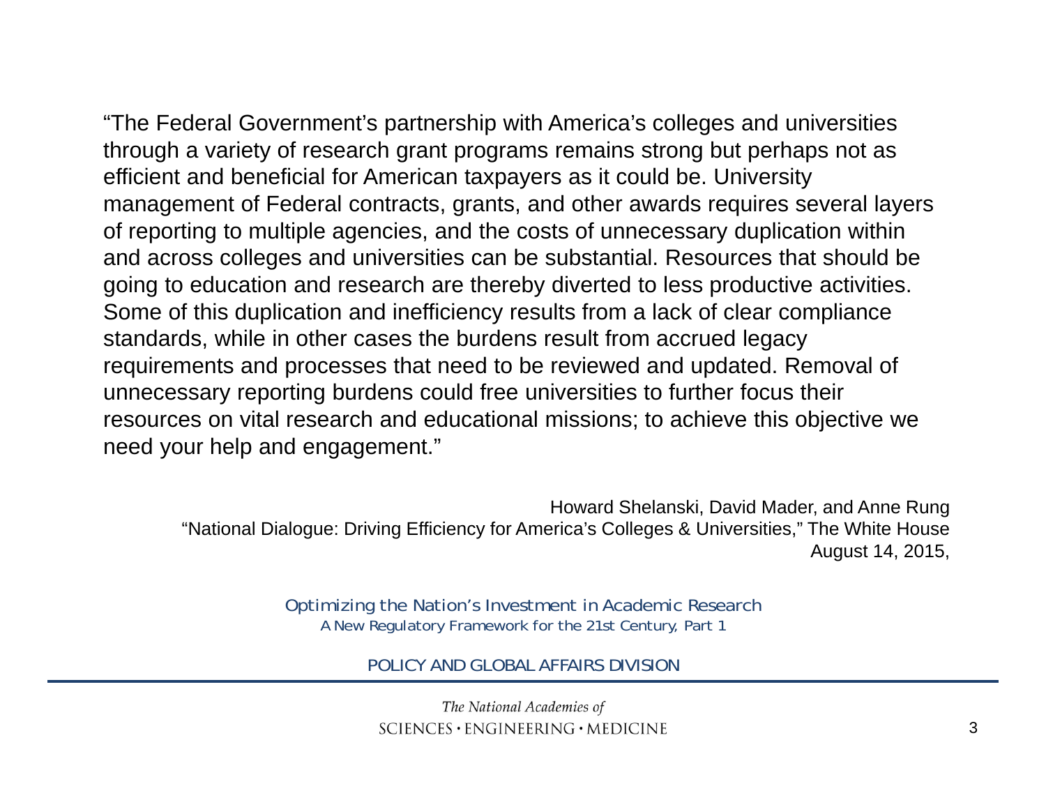"The Federal Government's partnership with America's colleges and universities through a variety of research grant programs remains strong but perhaps not as efficient and beneficial for American taxpayers as it could be. University management of Federal contracts, grants, and other awards requires several layers of reporting to multiple agencies, and the costs of unnecessary duplication within and across colleges and universities can be substantial. Resources that should be going to education and research are thereby diverted to less productive activities. Some of this duplication and inefficiency results from a lack of clear compliance standards, while in other cases the burdens result from accrued legacy requirements and processes that need to be reviewed and updated. Removal of unnecessary reporting burdens could free universities to further focus their resources on vital research and educational missions; to achieve this objective we need your help and engagement."

Howard Shelanski, David Mader, and Anne Rung
"National Dialogue: Driving Efficiency for America's Colleges & Universities," The White House
August 14, 2015,

*Optimizing the Nation's Investment in Academic Research*
*A New Regulatory Framework for the 21st Century, Part 1*

POLICY AND GLOBAL AFFAIRS DIVISION

*The National Academies of*
SCIENCES • ENGINEERING • MEDICINE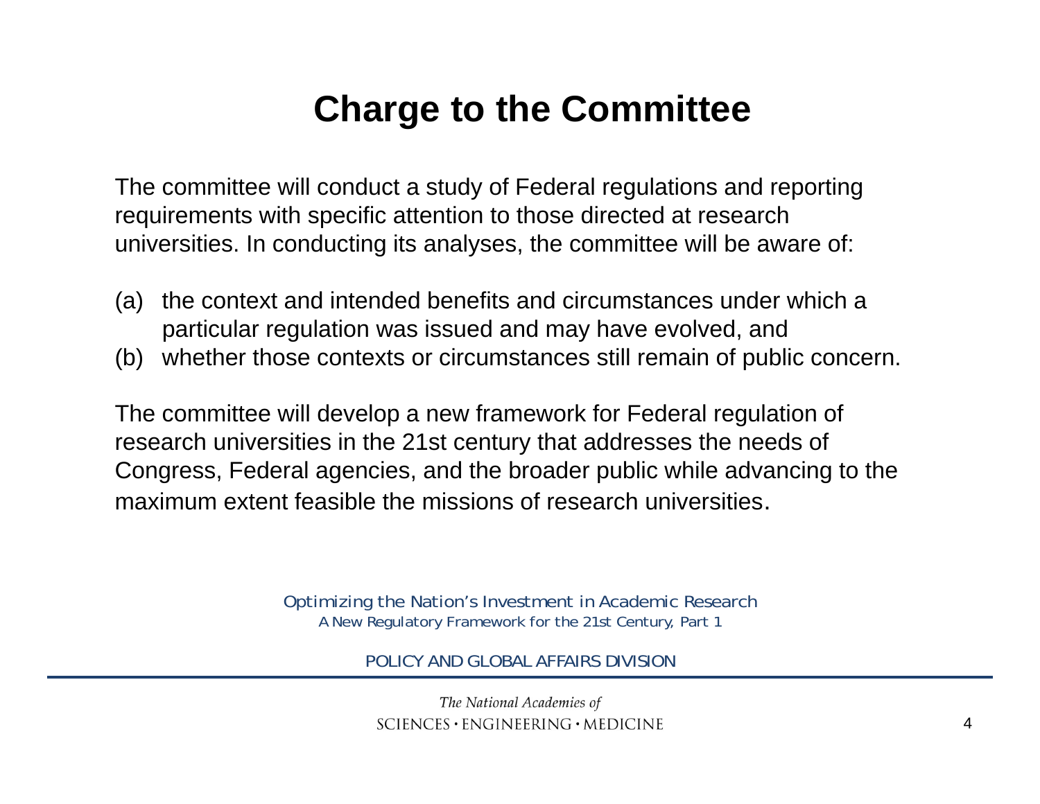# Charge to the Committee

The committee will conduct a study of Federal regulations and reporting requirements with specific attention to those directed at research universities. In conducting its analyses, the committee will be aware of:

(a) the context and intended benefits and circumstances under which a particular regulation was issued and may have evolved, and
(b) whether those contexts or circumstances still remain of public concern.

The committee will develop a new framework for Federal regulation of research universities in the 21st century that addresses the needs of Congress, Federal agencies, and the broader public while advancing to the maximum extent feasible the missions of research universities.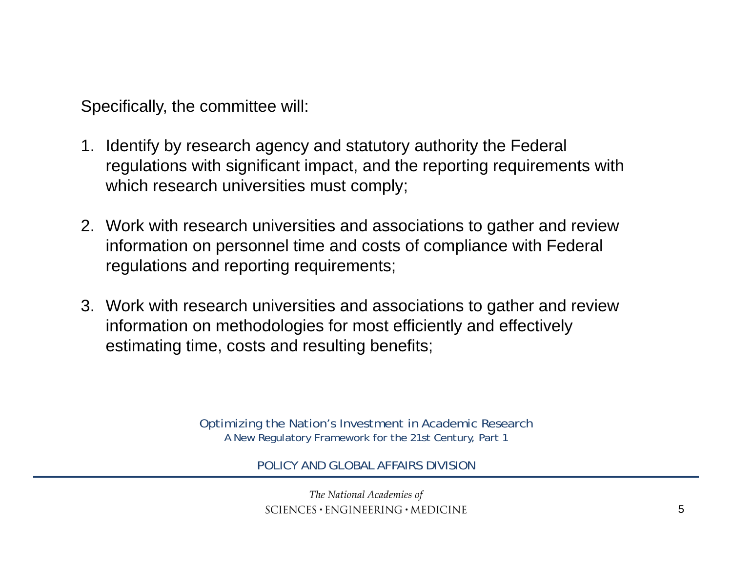Specifically, the committee will:

1. Identify by research agency and statutory authority the Federal regulations with significant impact, and the reporting requirements with which research universities must comply;

2. Work with research universities and associations to gather and review information on personnel time and costs of compliance with Federal regulations and reporting requirements;

3. Work with research universities and associations to gather and review information on methodologies for most efficiently and effectively estimating time, costs and resulting benefits;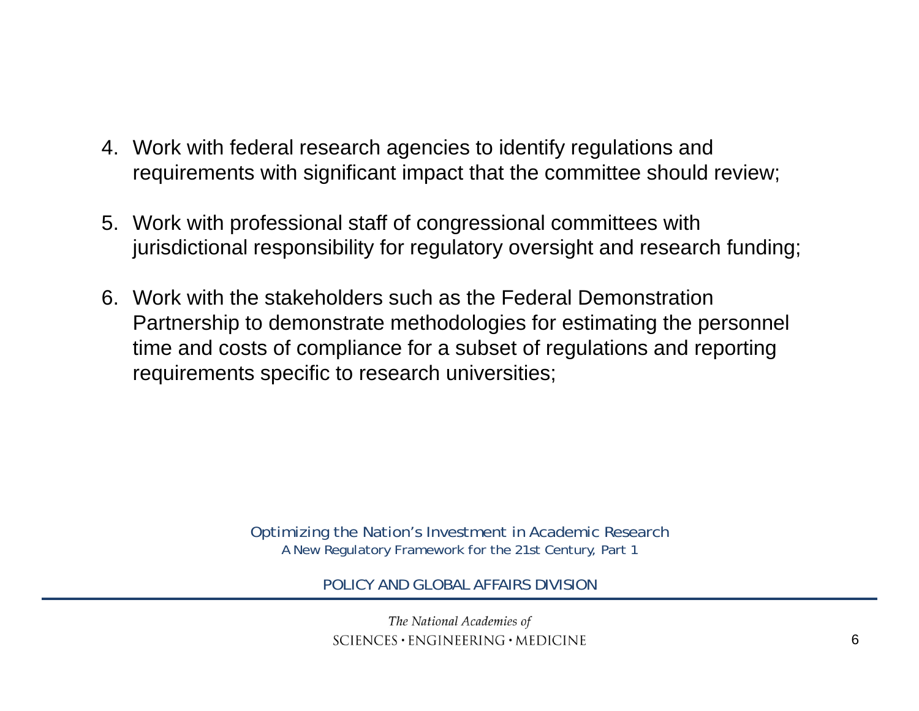4. Work with federal research agencies to identify regulations and requirements with significant impact that the committee should review;

5. Work with professional staff of congressional committees with jurisdictional responsibility for regulatory oversight and research funding;

6. Work with the stakeholders such as the Federal Demonstration Partnership to demonstrate methodologies for estimating the personnel time and costs of compliance for a subset of regulations and reporting requirements specific to research universities;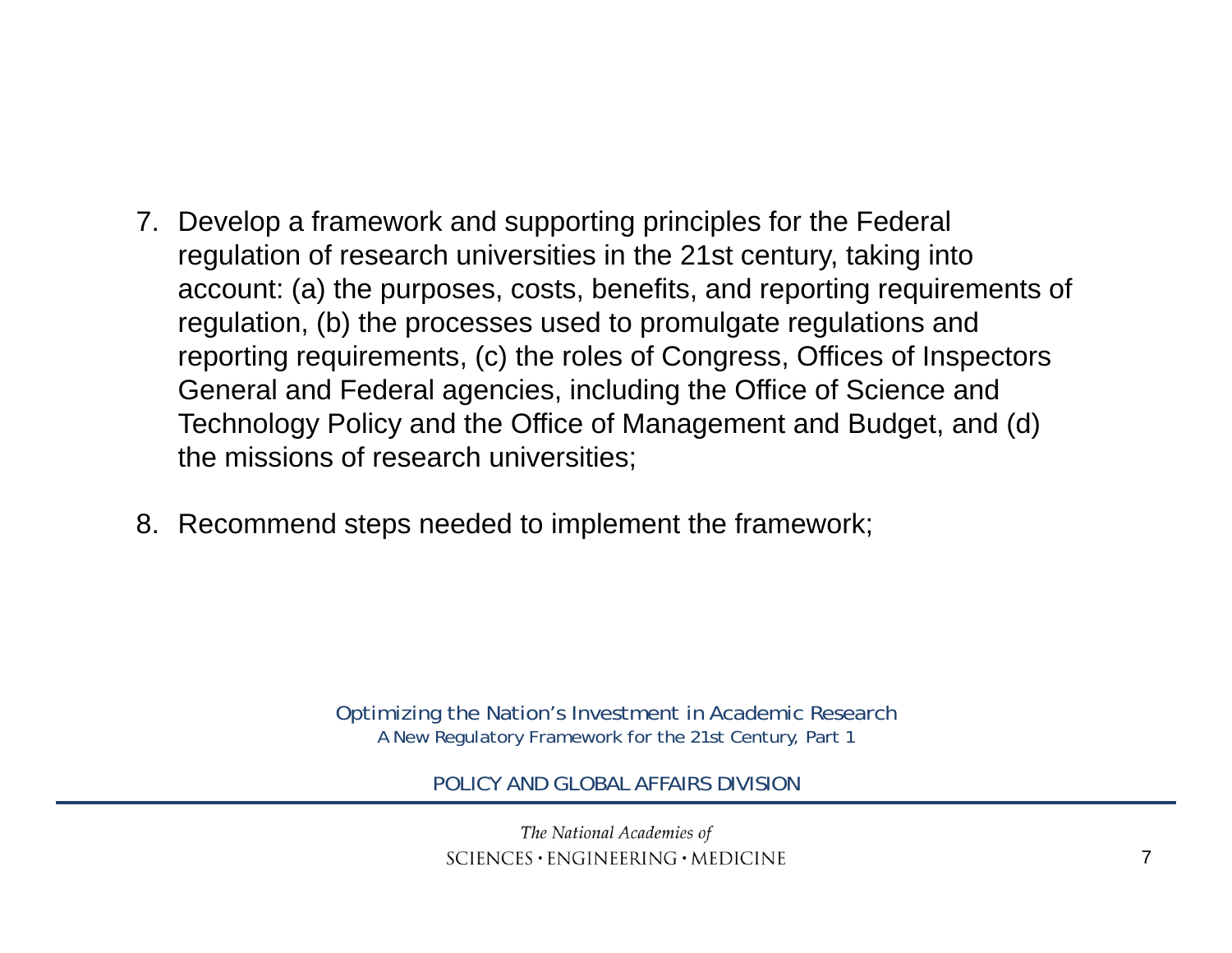7. Develop a framework and supporting principles for the Federal regulation of research universities in the 21st century, taking into account: (a) the purposes, costs, benefits, and reporting requirements of regulation, (b) the processes used to promulgate regulations and reporting requirements, (c) the roles of Congress, Offices of Inspectors General and Federal agencies, including the Office of Science and Technology Policy and the Office of Management and Budget, and (d) the missions of research universities;

8. Recommend steps needed to implement the framework;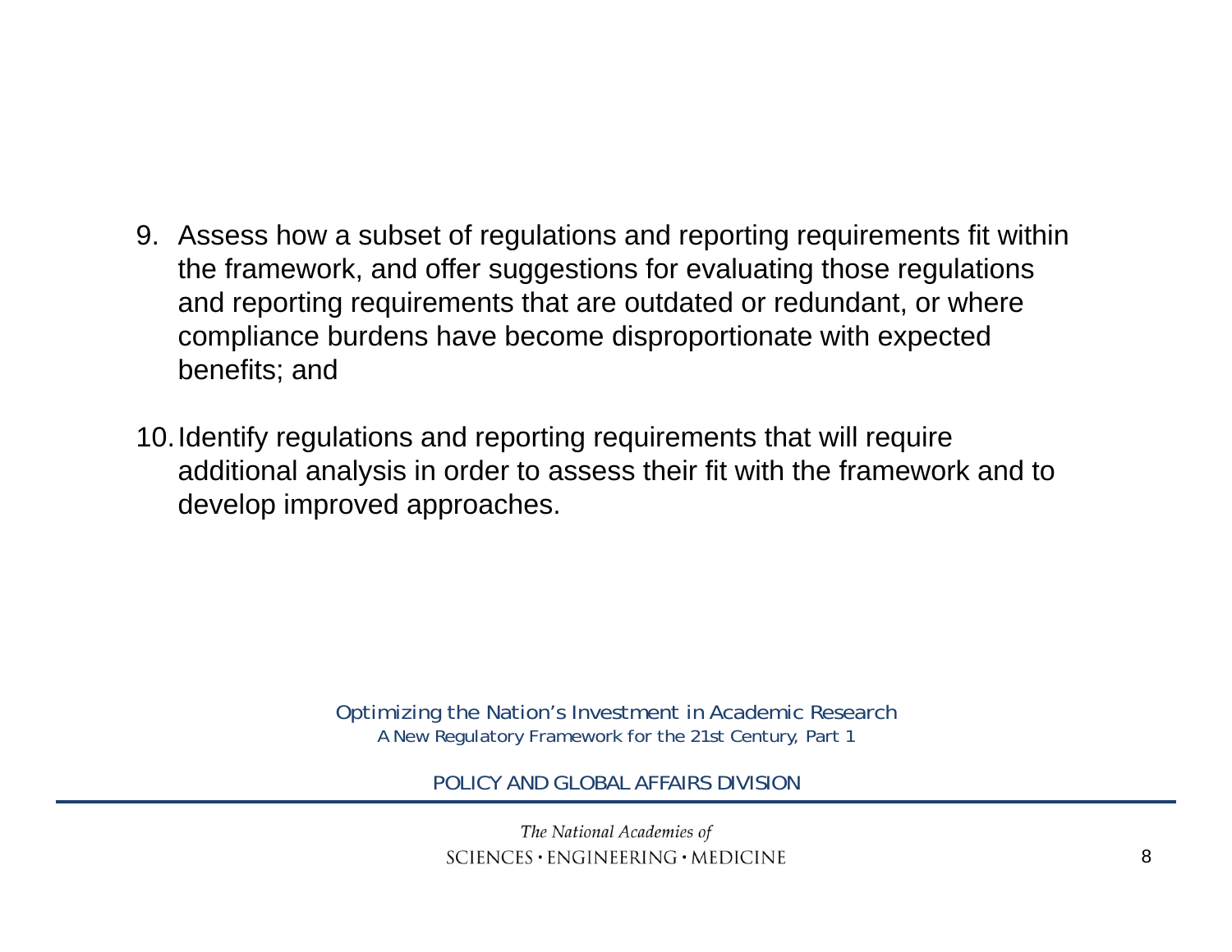9. Assess how a subset of regulations and reporting requirements fit within the framework, and offer suggestions for evaluating those regulations and reporting requirements that are outdated or redundant, or where compliance burdens have become disproportionate with expected benefits; and

10. Identify regulations and reporting requirements that will require additional analysis in order to assess their fit with the framework and to develop improved approaches.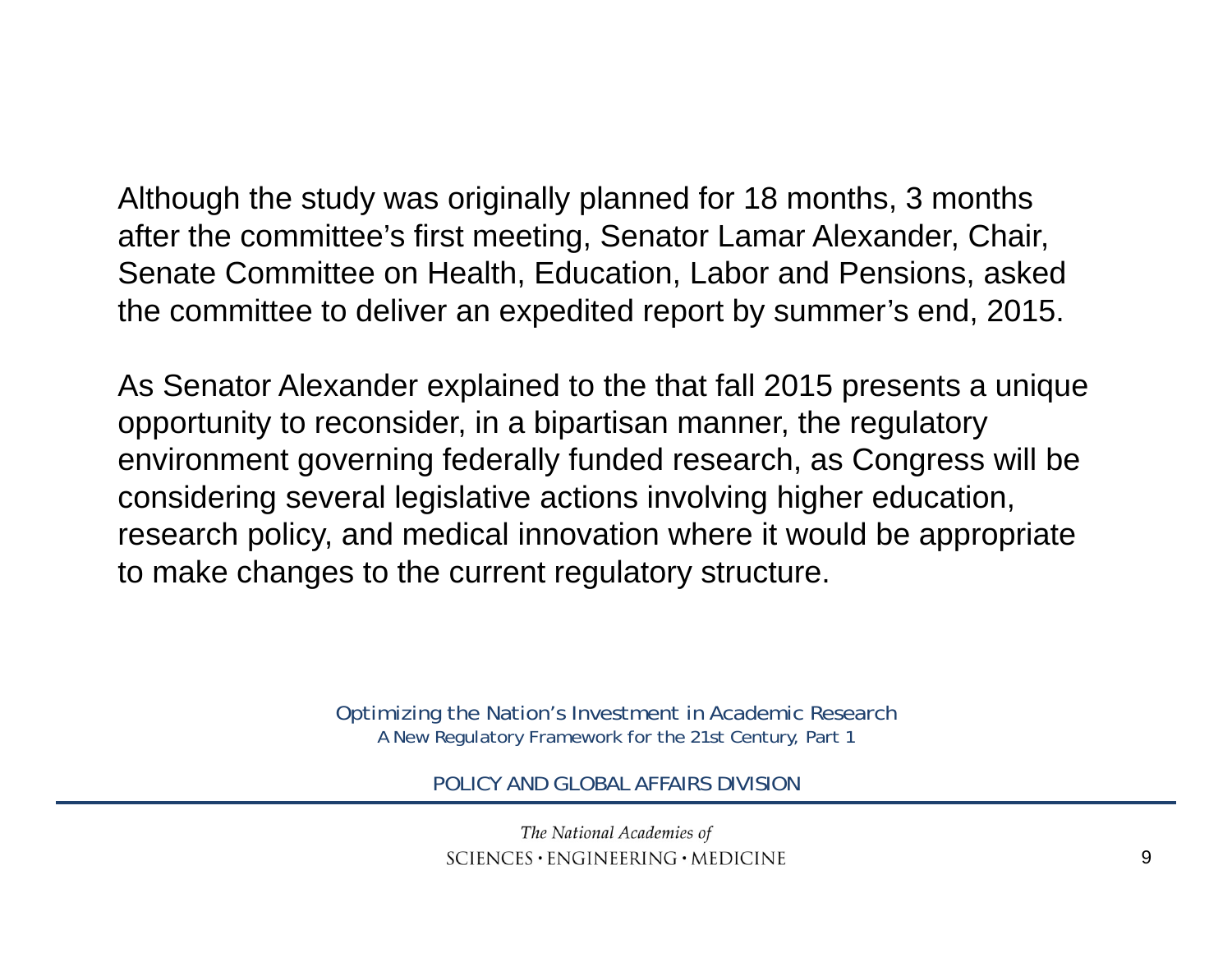Although the study was originally planned for 18 months, 3 months after the committee's first meeting, Senator Lamar Alexander, Chair, Senate Committee on Health, Education, Labor and Pensions, asked the committee to deliver an expedited report by summer's end, 2015.

As Senator Alexander explained to the that fall 2015 presents a unique opportunity to reconsider, in a bipartisan manner, the regulatory environment governing federally funded research, as Congress will be considering several legislative actions involving higher education, research policy, and medical innovation where it would be appropriate to make changes to the current regulatory structure.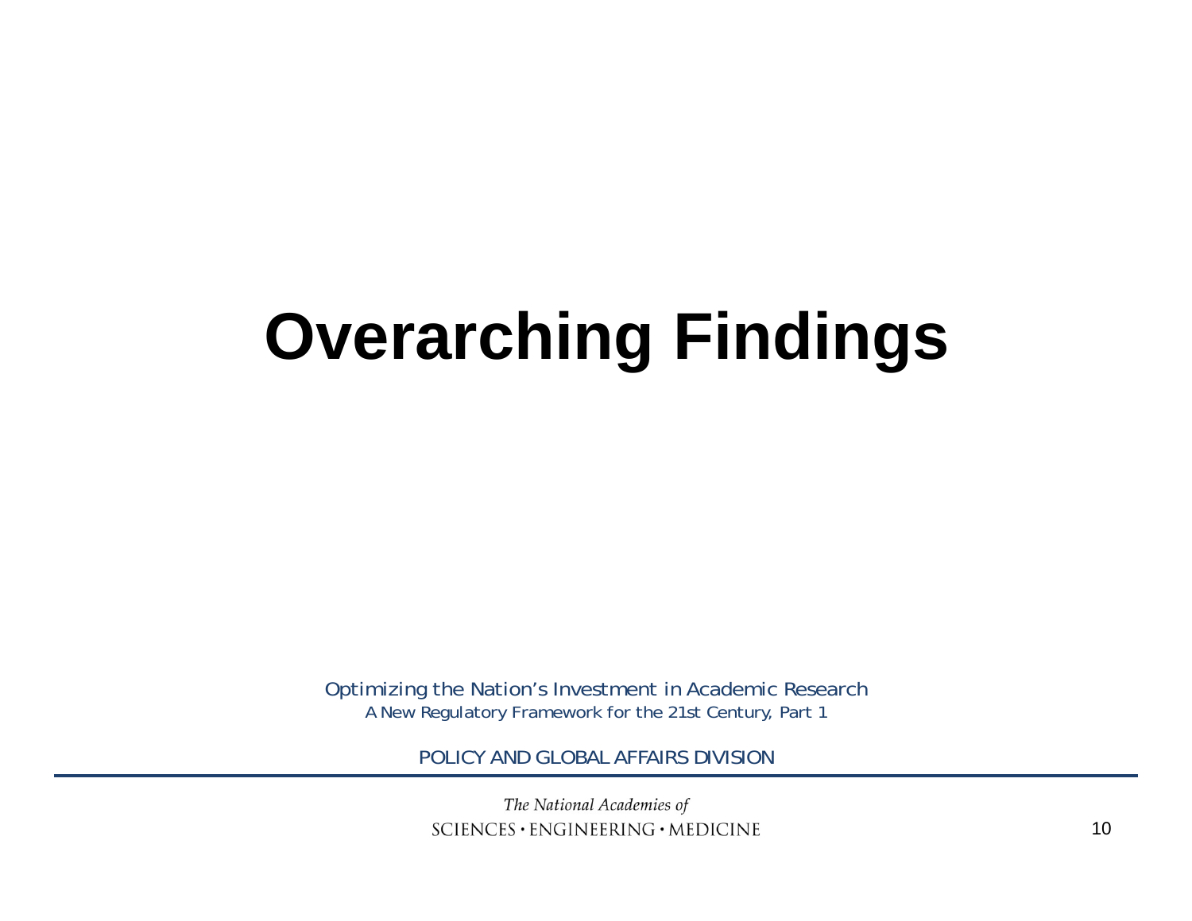# Overarching Findings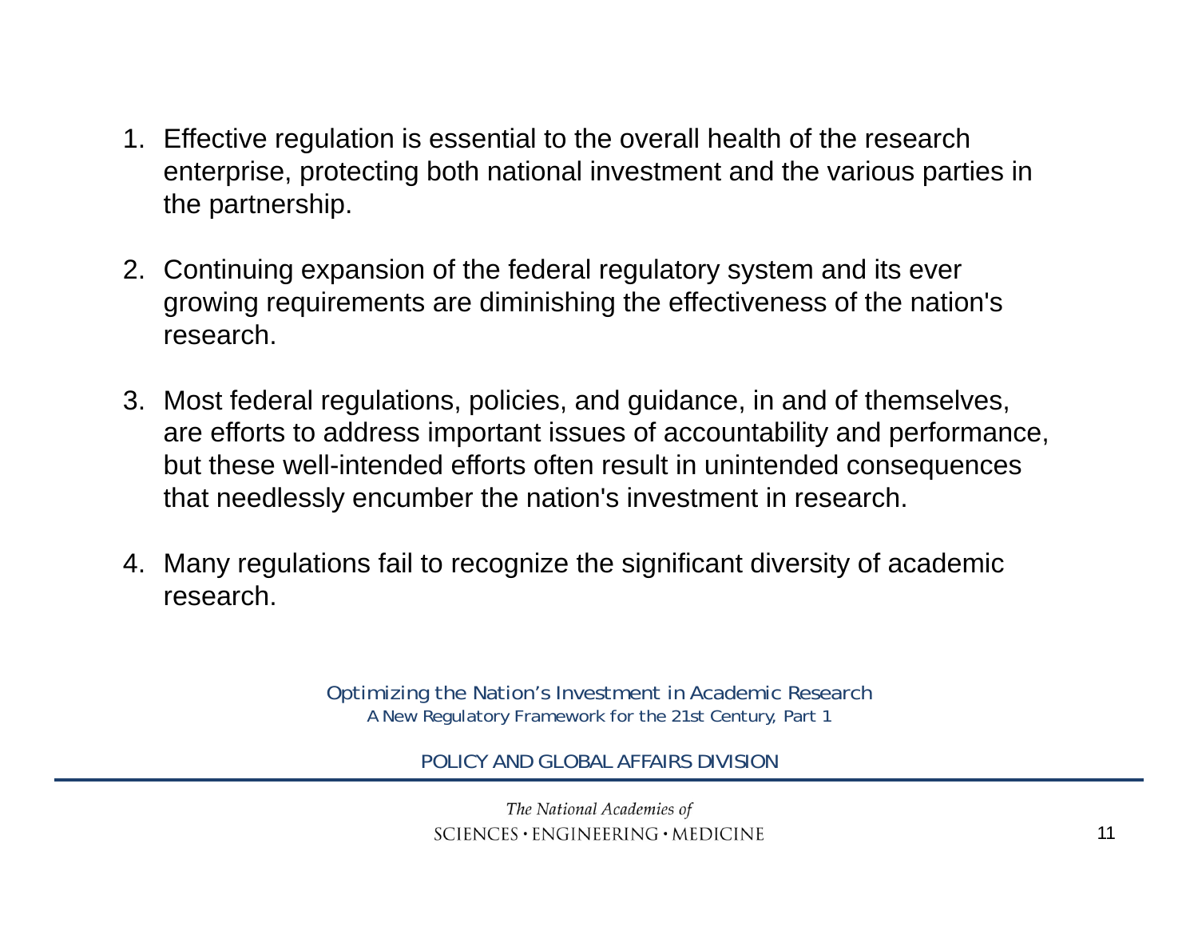1. Effective regulation is essential to the overall health of the research enterprise, protecting both national investment and the various parties in the partnership.

2. Continuing expansion of the federal regulatory system and its ever growing requirements are diminishing the effectiveness of the nation's research.

3. Most federal regulations, policies, and guidance, in and of themselves, are efforts to address important issues of accountability and performance, but these well-intended efforts often result in unintended consequences that needlessly encumber the nation's investment in research.

4. Many regulations fail to recognize the significant diversity of academic research.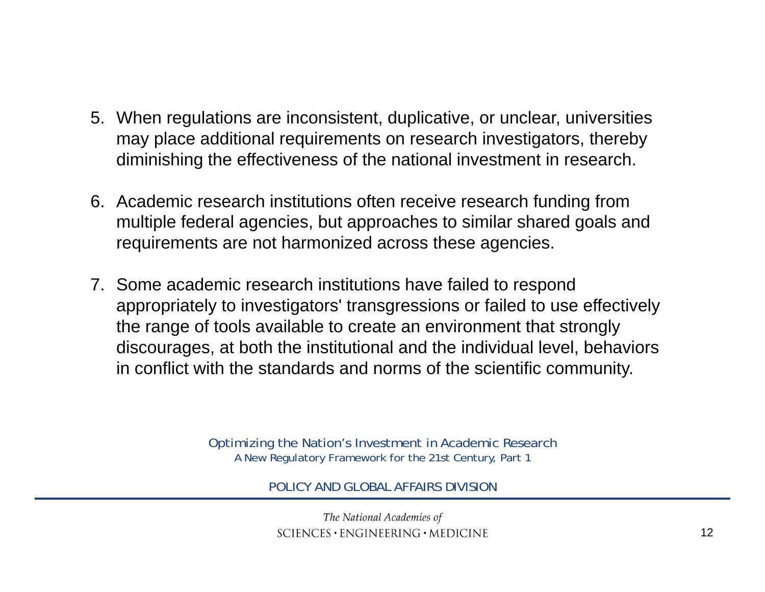5. When regulations are inconsistent, duplicative, or unclear, universities may place additional requirements on research investigators, thereby diminishing the effectiveness of the national investment in research.

6. Academic research institutions often receive research funding from multiple federal agencies, but approaches to similar shared goals and requirements are not harmonized across these agencies.

7. Some academic research institutions have failed to respond appropriately to investigators' transgressions or failed to use effectively the range of tools available to create an environment that strongly discourages, at both the institutional and the individual level, behaviors in conflict with the standards and norms of the scientific community.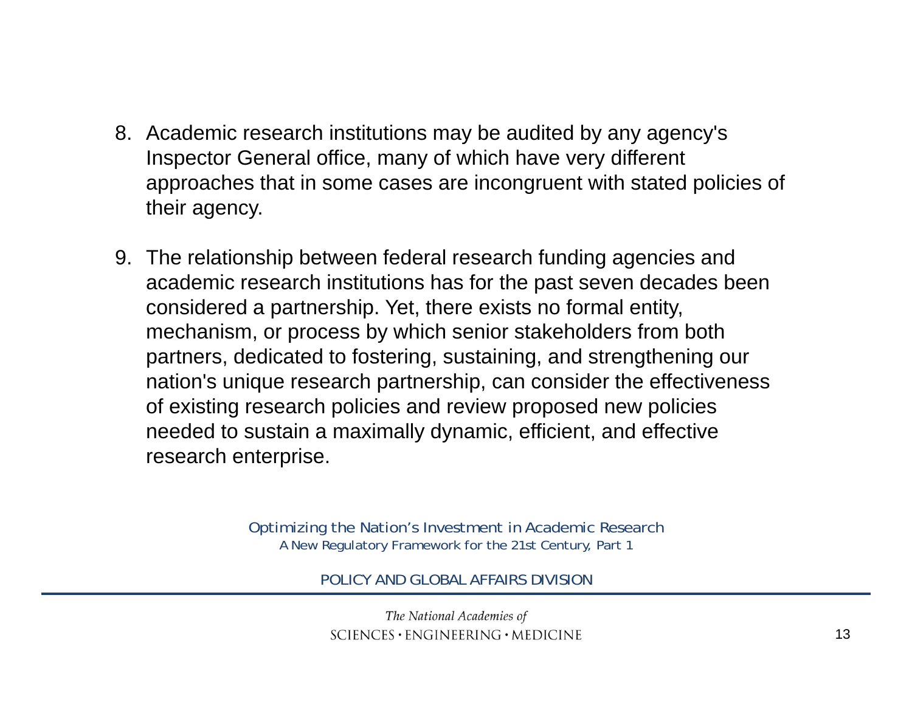8. Academic research institutions may be audited by any agency's Inspector General office, many of which have very different approaches that in some cases are incongruent with stated policies of their agency.

9. The relationship between federal research funding agencies and academic research institutions has for the past seven decades been considered a partnership. Yet, there exists no formal entity, mechanism, or process by which senior stakeholders from both partners, dedicated to fostering, sustaining, and strengthening our nation's unique research partnership, can consider the effectiveness of existing research policies and review proposed new policies needed to sustain a maximally dynamic, efficient, and effective research enterprise.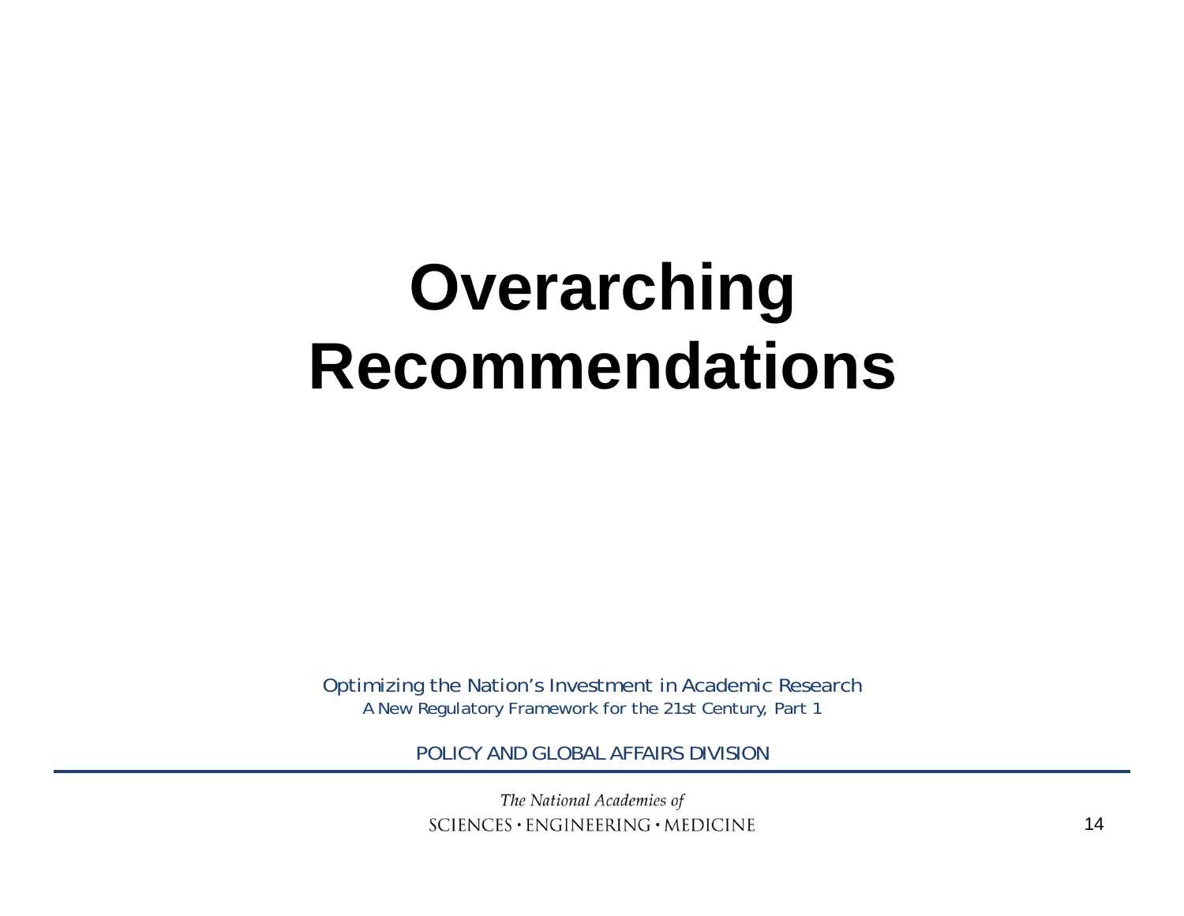# Overarching Recommendations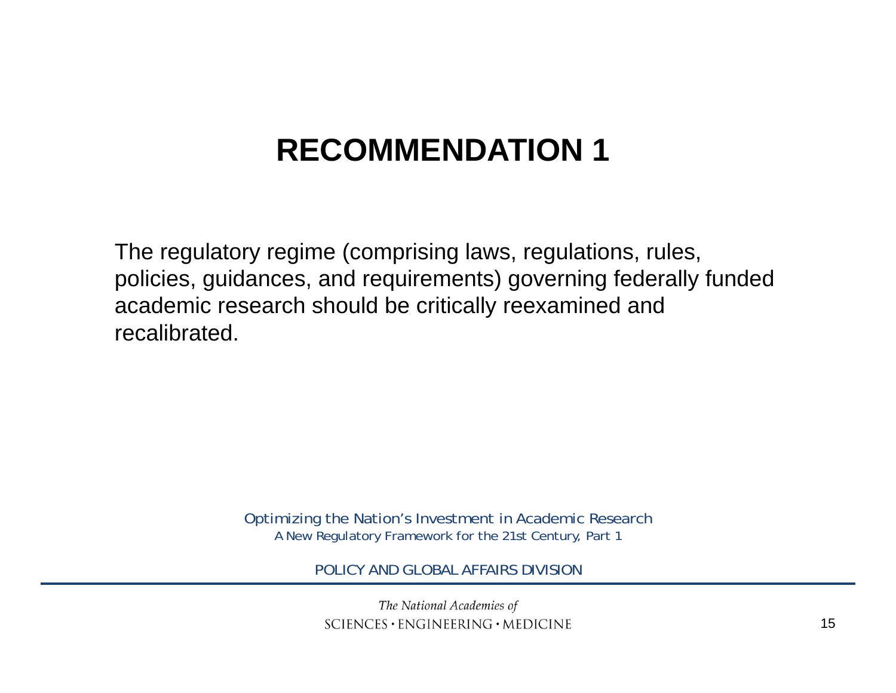# RECOMMENDATION 1

The regulatory regime (comprising laws, regulations, rules, policies, guidances, and requirements) governing federally funded academic research should be critically reexamined and recalibrated.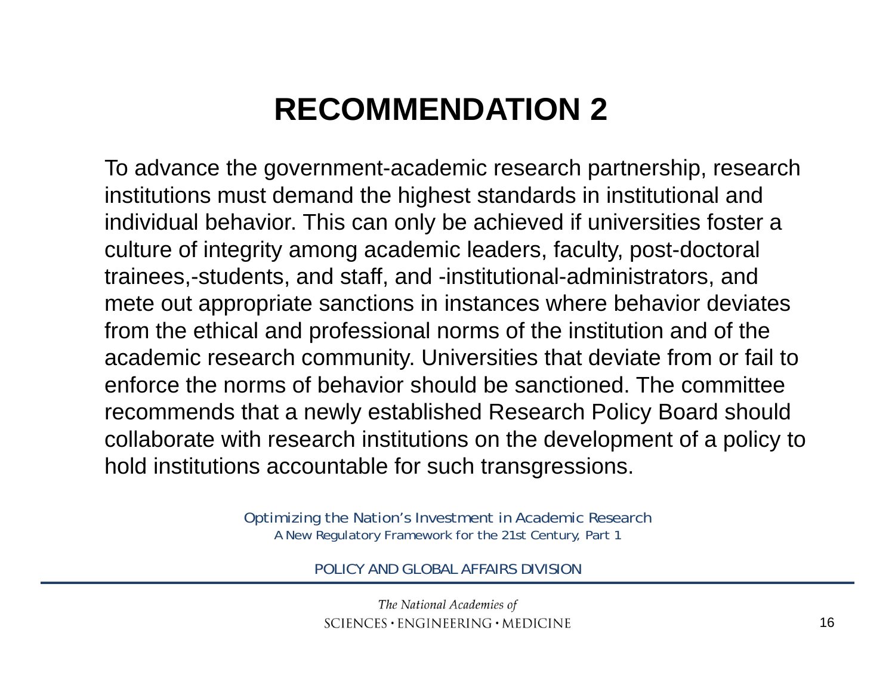# RECOMMENDATION 2

To advance the government-academic research partnership, research institutions must demand the highest standards in institutional and individual behavior. This can only be achieved if universities foster a culture of integrity among academic leaders, faculty, post-doctoral trainees,-students, and staff, and -institutional-administrators, and mete out appropriate sanctions in instances where behavior deviates from the ethical and professional norms of the institution and of the academic research community. Universities that deviate from or fail to enforce the norms of behavior should be sanctioned. The committee recommends that a newly established Research Policy Board should collaborate with research institutions on the development of a policy to hold institutions accountable for such transgressions.

*Optimizing the Nation's Investment in Academic Research*
A New Regulatory Framework for the 21st Century, Part 1

POLICY AND GLOBAL AFFAIRS DIVISION

*The National Academies of*
SCIENCES • ENGINEERING • MEDICINE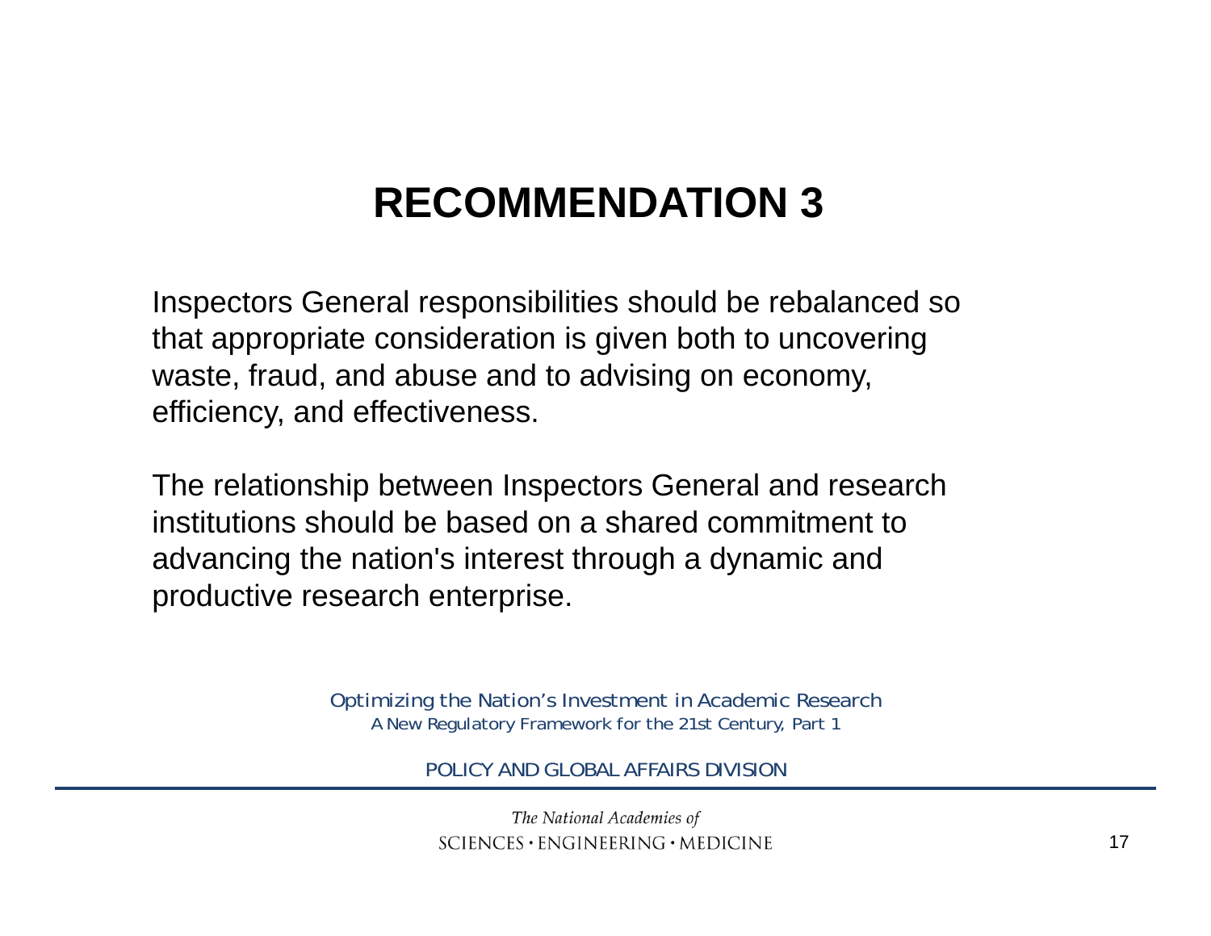# RECOMMENDATION 3

Inspectors General responsibilities should be rebalanced so that appropriate consideration is given both to uncovering waste, fraud, and abuse and to advising on economy, efficiency, and effectiveness.

The relationship between Inspectors General and research institutions should be based on a shared commitment to advancing the nation's interest through a dynamic and productive research enterprise.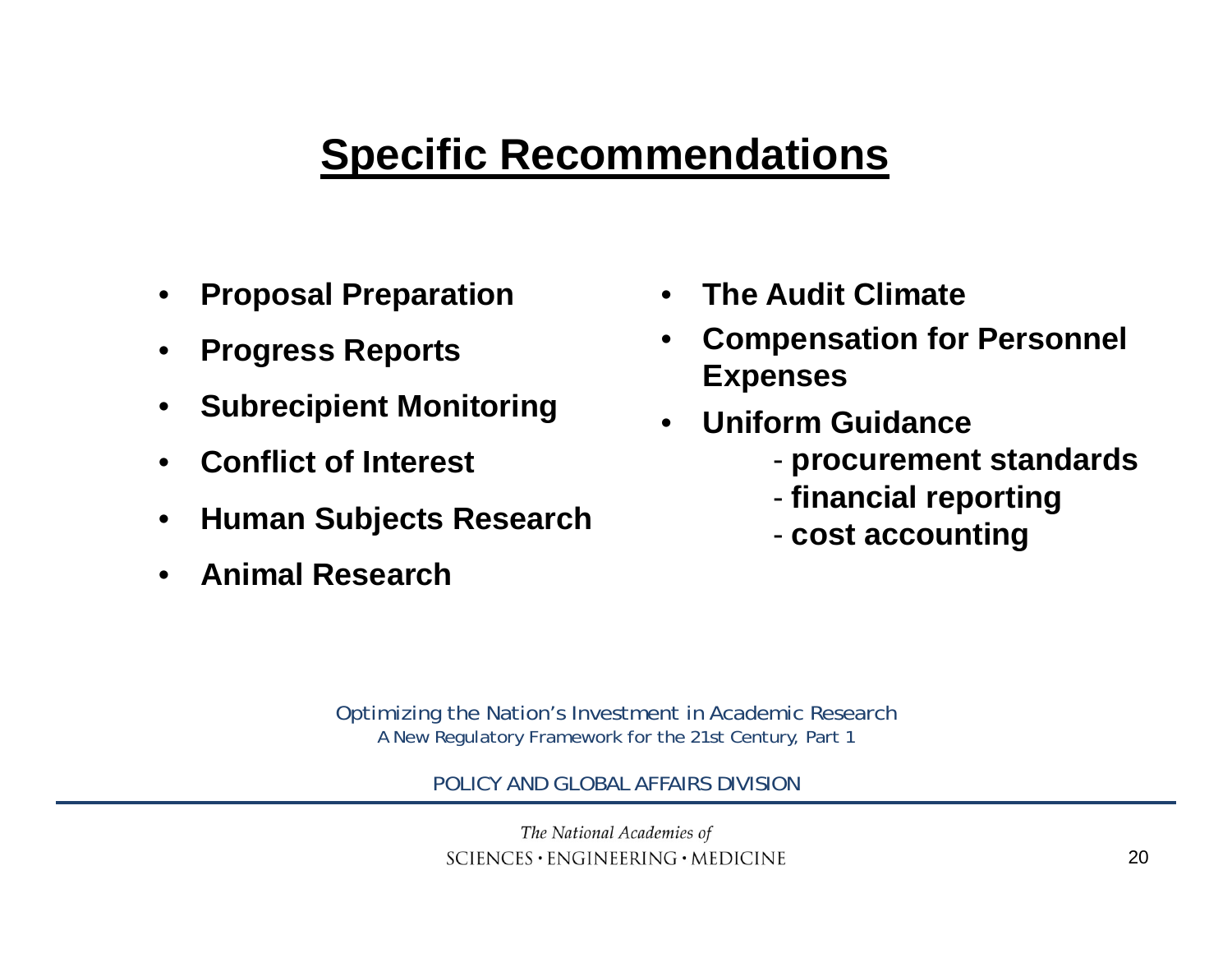# Specific Recommendations

- **Proposal Preparation**
- **Progress Reports**
- **Subrecipient Monitoring**
- **Conflict of Interest**
- **Human Subjects Research**
- **Animal Research**
- **The Audit Climate**
- **Compensation for Personnel Expenses**
- **Uniform Guidance**
  - **procurement standards**
  - **financial reporting**
  - **cost accounting**

*Optimizing the Nation's Investment in Academic Research*
A New Regulatory Framework for the 21st Century, Part 1

POLICY AND GLOBAL AFFAIRS DIVISION

*The National Academies of*
SCIENCES · ENGINEERING · MEDICINE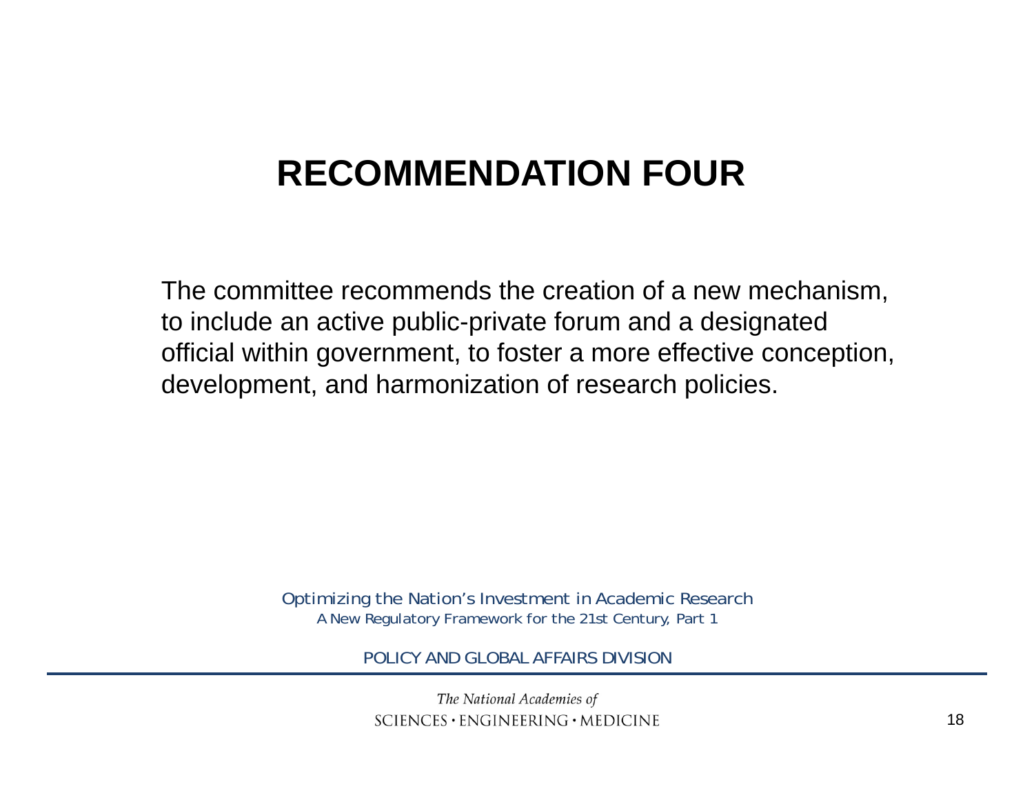# RECOMMENDATION FOUR

The committee recommends the creation of a new mechanism, to include an active public-private forum and a designated official within government, to foster a more effective conception, development, and harmonization of research policies.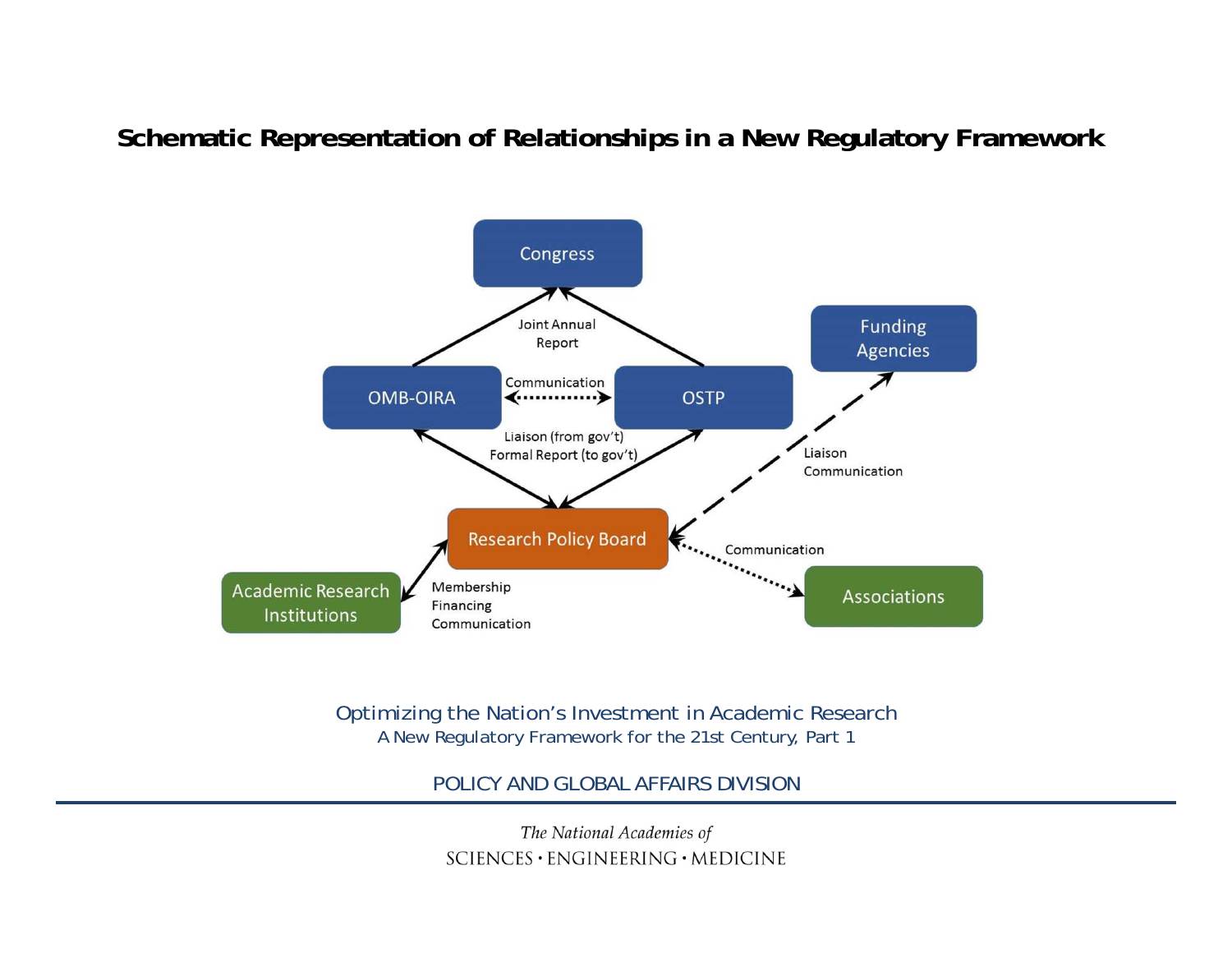# Schematic Representation of Relationships in a New Regulatory Framework

Congress

Joint Annual Report

OMB-OIRA

Communication

OSTP

Funding Agencies

Liaison (from gov't)
Formal Report (to gov't)

Liaison
Communication

Research Policy Board

Communication

Academic Research Institutions

Membership
Financing
Communication

Associations

Optimizing the Nation's Investment in Academic Research
A New Regulatory Framework for the 21st Century, Part 1

POLICY AND GLOBAL AFFAIRS DIVISION

*The National Academies of*
SCIENCES · ENGINEERING · MEDICINE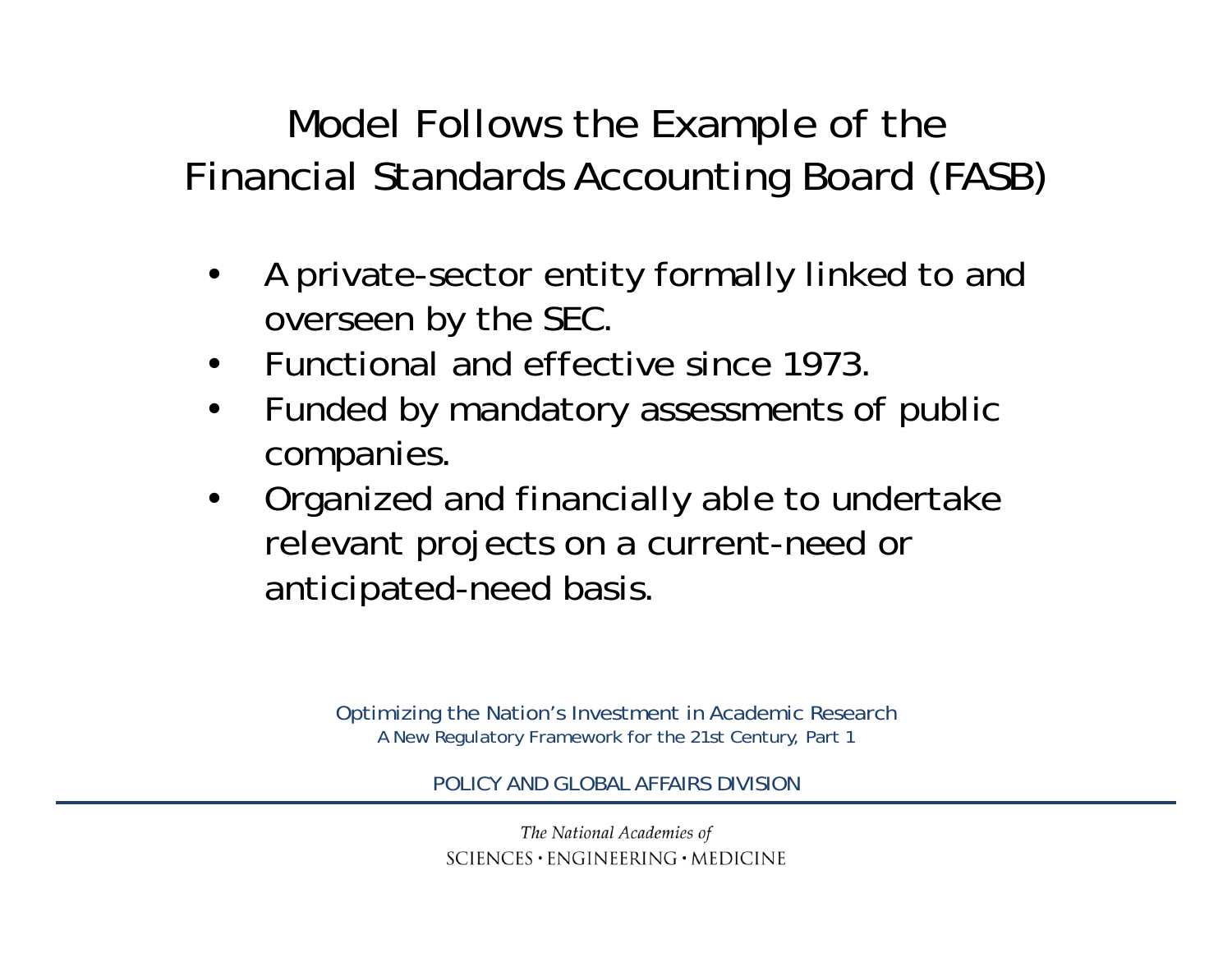# Model Follows the Example of the Financial Standards Accounting Board (FASB)

- A private-sector entity formally linked to and overseen by the SEC.
- Functional and effective since 1973.
- Funded by mandatory assessments of public companies.
- Organized and financially able to undertake relevant projects on a current-need or anticipated-need basis.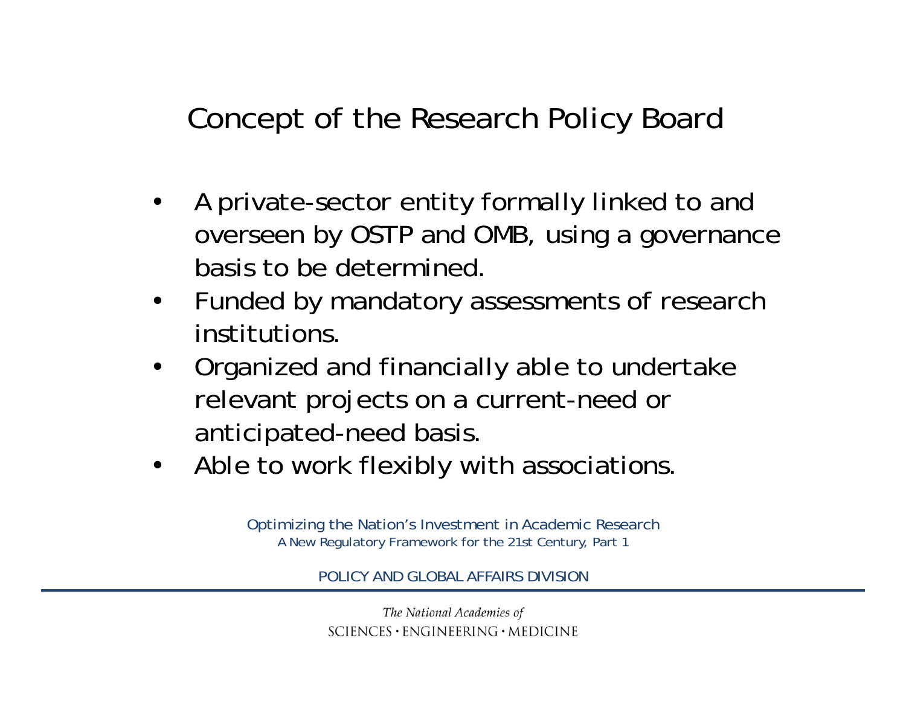# Concept of the Research Policy Board

- A private-sector entity formally linked to and overseen by OSTP and OMB, using a governance basis to be determined.
- Funded by mandatory assessments of research institutions.
- Organized and financially able to undertake relevant projects on a current-need or anticipated-need basis.
- Able to work flexibly with associations.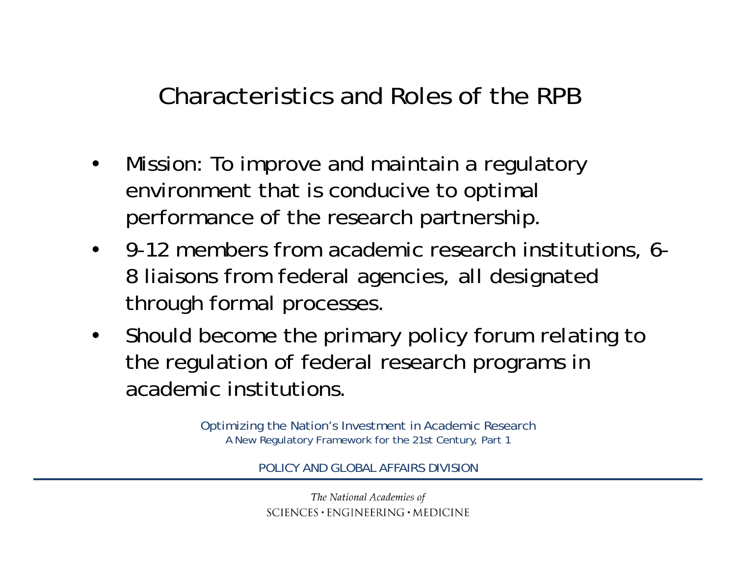# Characteristics and Roles of the RPB

- Mission: To improve and maintain a regulatory environment that is conducive to optimal performance of the research partnership.
- 9-12 members from academic research institutions, 6-8 liaisons from federal agencies, all designated through formal processes.
- Should become the primary policy forum relating to the regulation of federal research programs in academic institutions.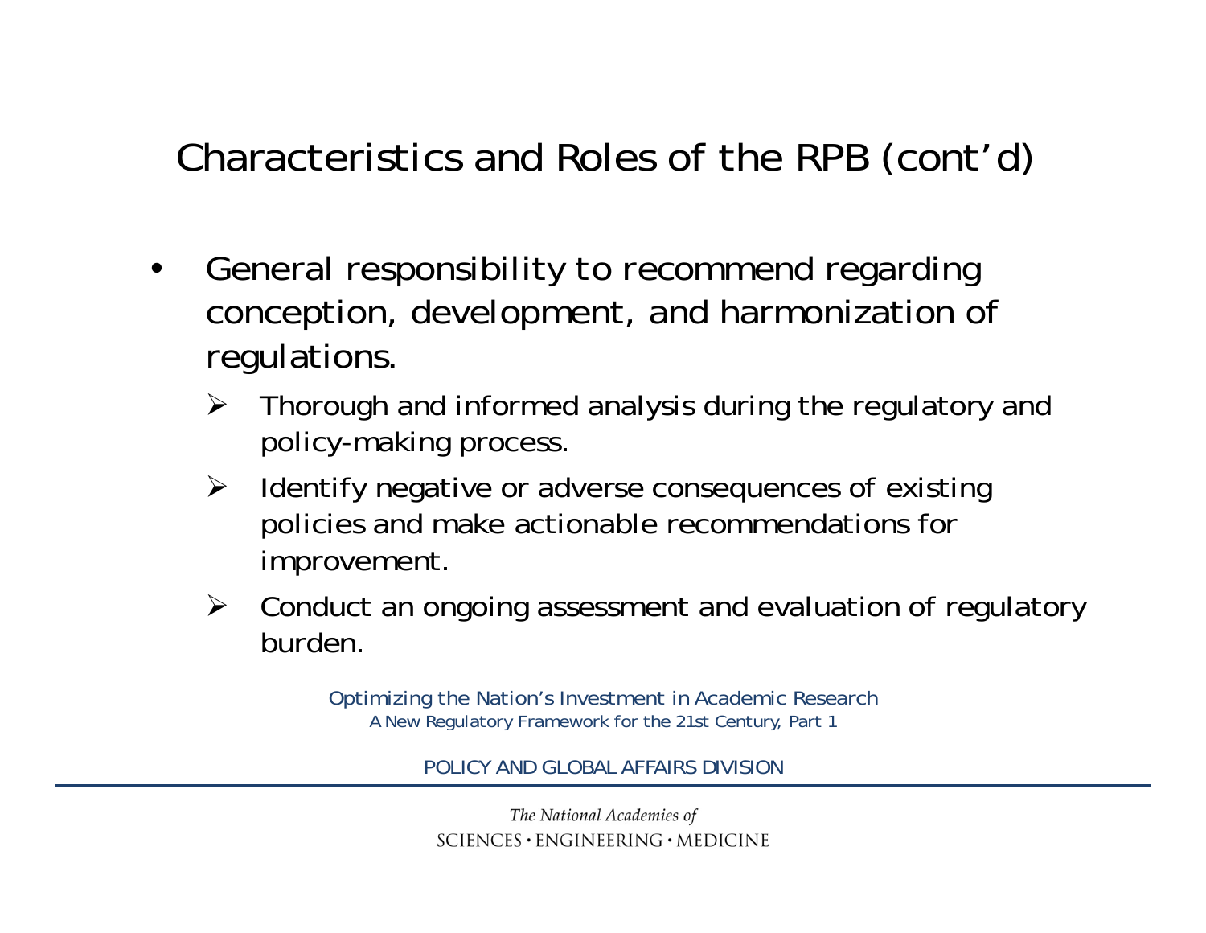## Characteristics and Roles of the RPB (cont'd)

- General responsibility to recommend regarding conception, development, and harmonization of regulations.
  - Thorough and informed analysis during the regulatory and policy-making process.
  - Identify negative or adverse consequences of existing policies and make actionable recommendations for improvement.
  - Conduct an ongoing assessment and evaluation of regulatory burden.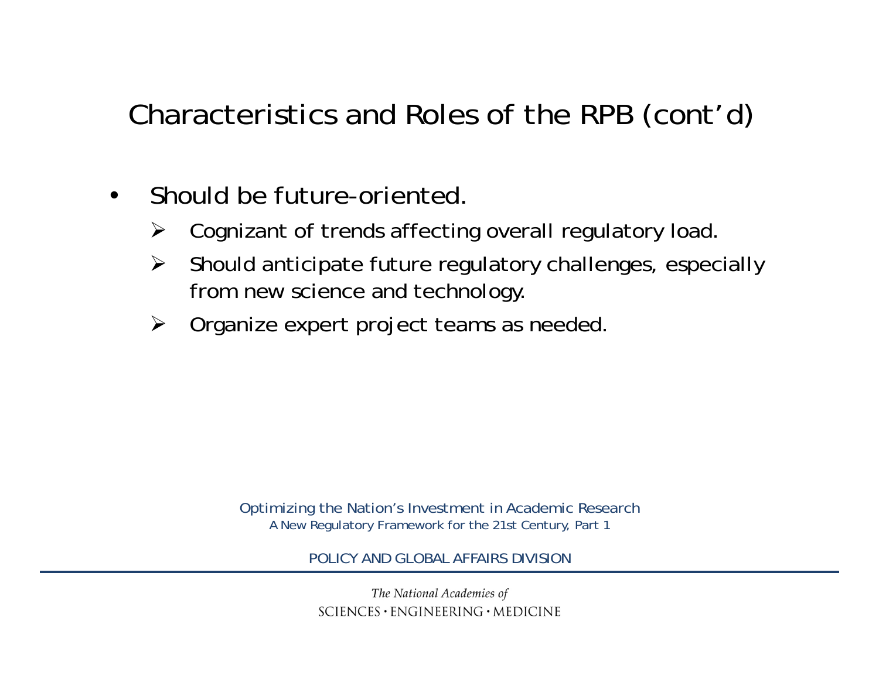# Characteristics and Roles of the RPB (cont'd)

- Should be future-oriented.
  - Cognizant of trends affecting overall regulatory load.
  - Should anticipate future regulatory challenges, especially from new science and technology.
  - Organize expert project teams as needed.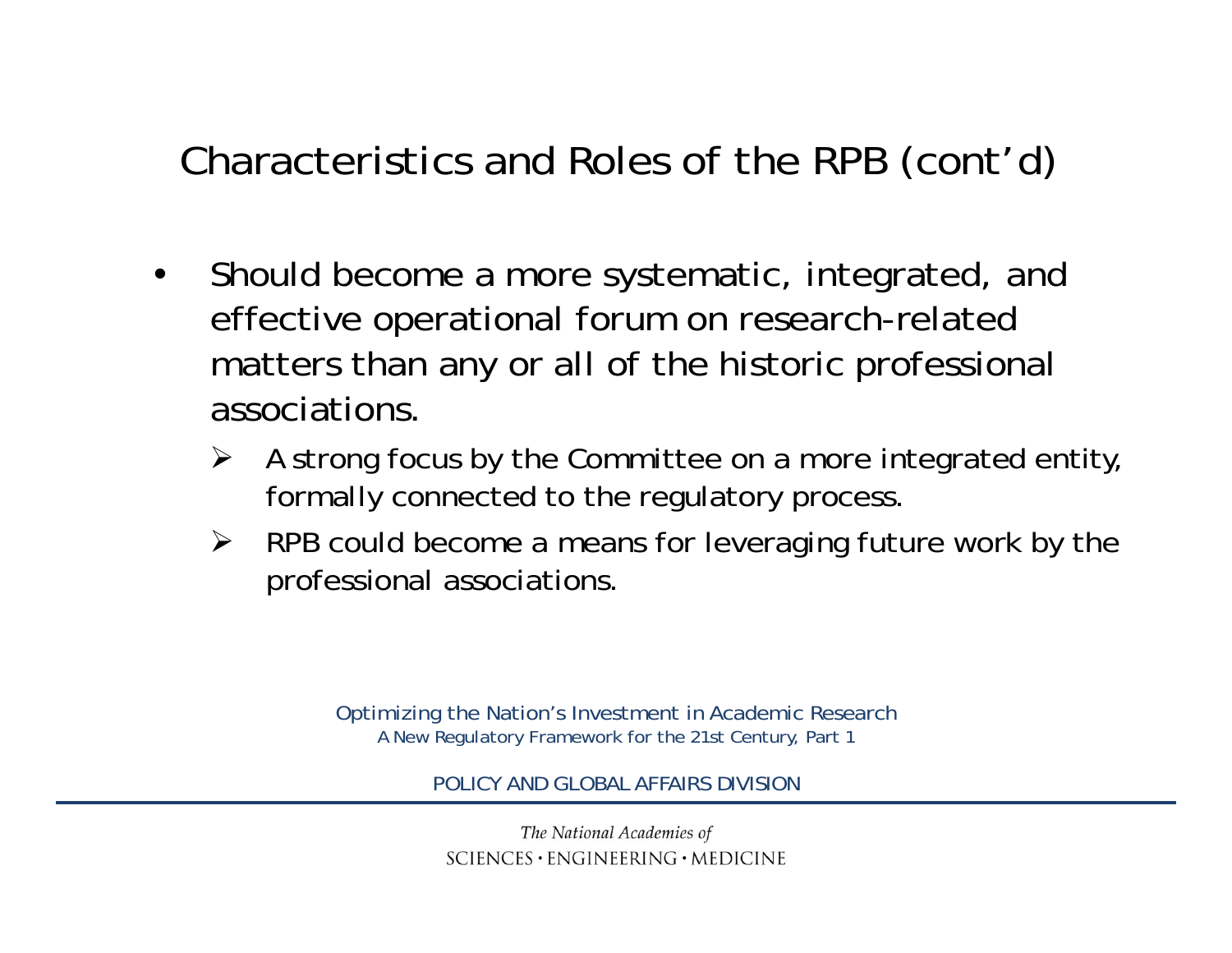# Characteristics and Roles of the RPB (cont'd)

- Should become a more systematic, integrated, and effective operational forum on research-related matters than any or all of the historic professional associations.
  - A strong focus by the Committee on a more integrated entity, formally connected to the regulatory process.
  - RPB could become a means for leveraging future work by the professional associations.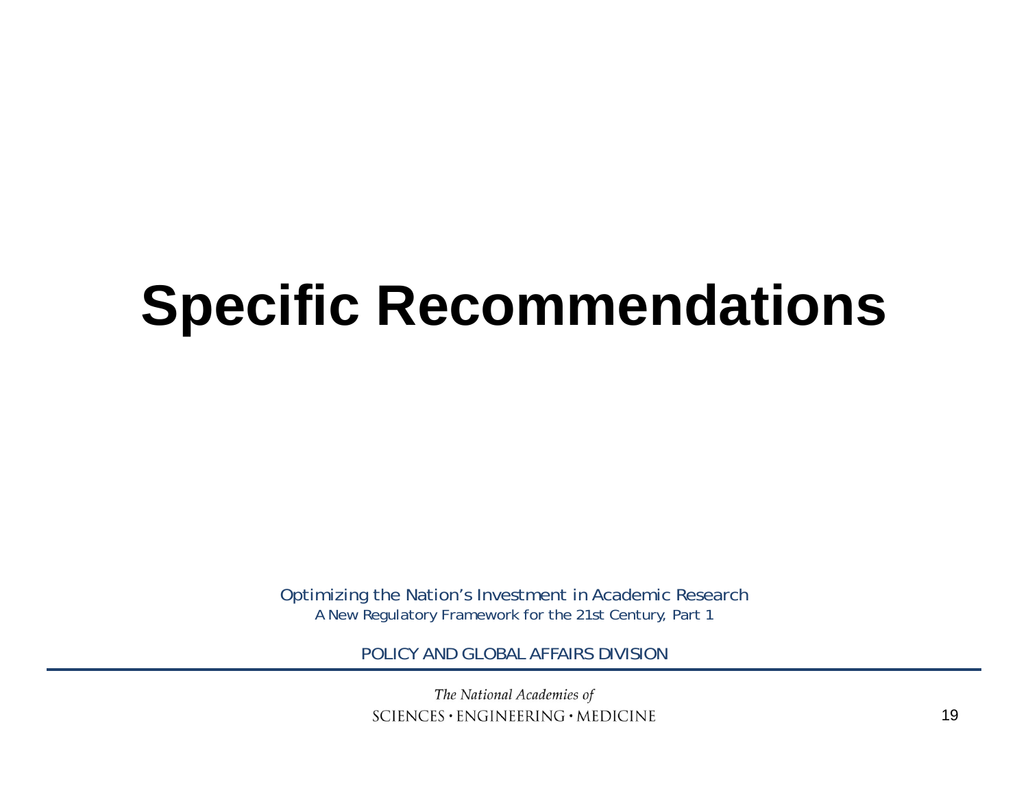# Specific Recommendations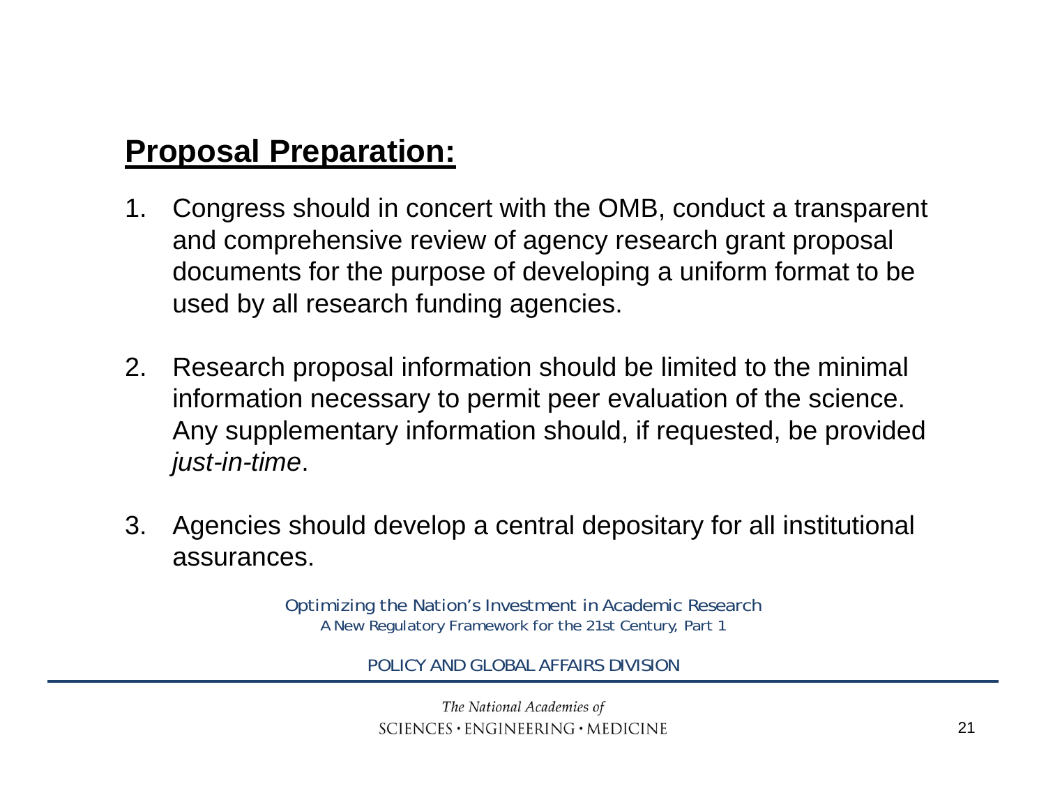## **Proposal Preparation:**

1. Congress should in concert with the OMB, conduct a transparent and comprehensive review of agency research grant proposal documents for the purpose of developing a uniform format to be used by all research funding agencies.

2. Research proposal information should be limited to the minimal information necessary to permit peer evaluation of the science. Any supplementary information should, if requested, be provided *just-in-time*.

3. Agencies should develop a central depositary for all institutional assurances.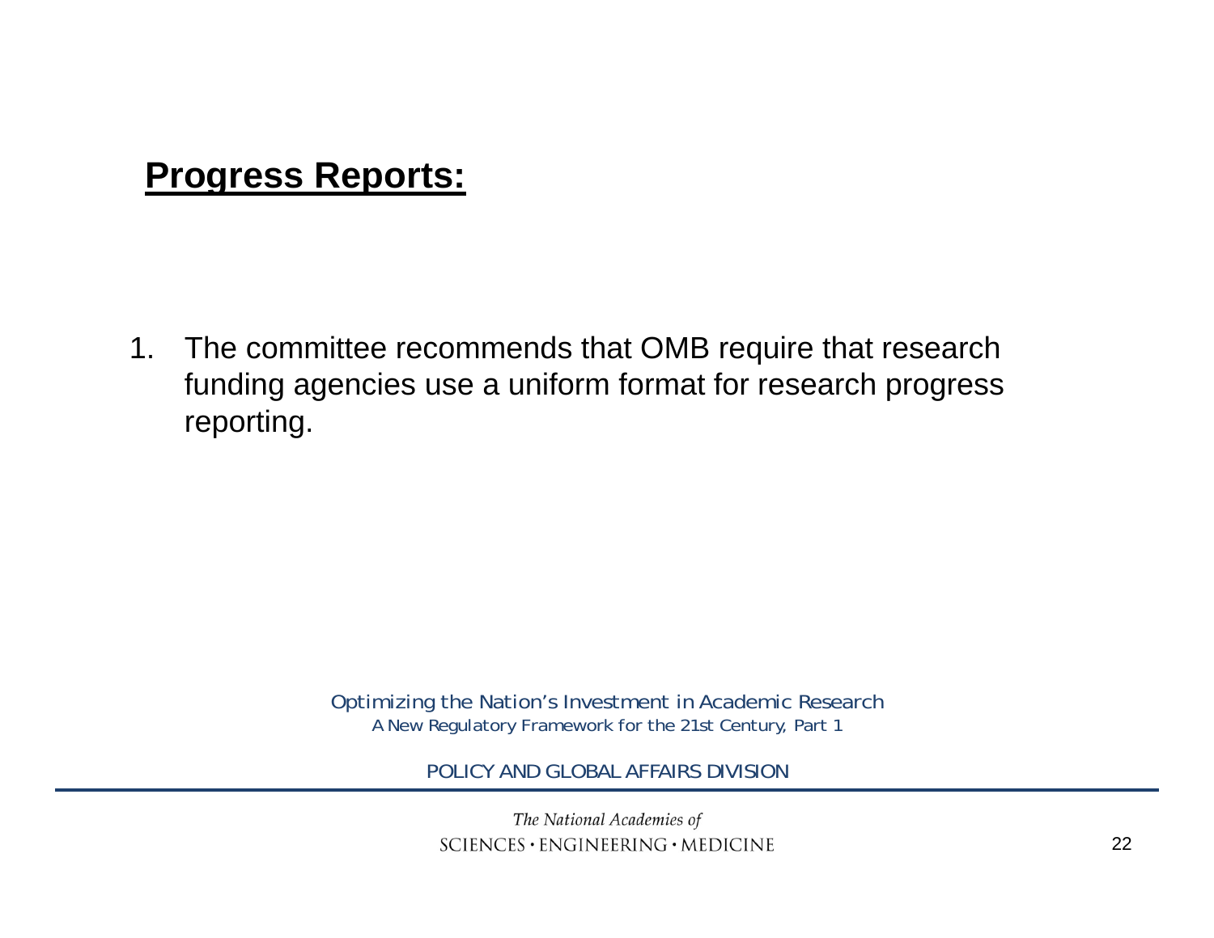## Progress Reports:

1. The committee recommends that OMB require that research funding agencies use a uniform format for research progress reporting.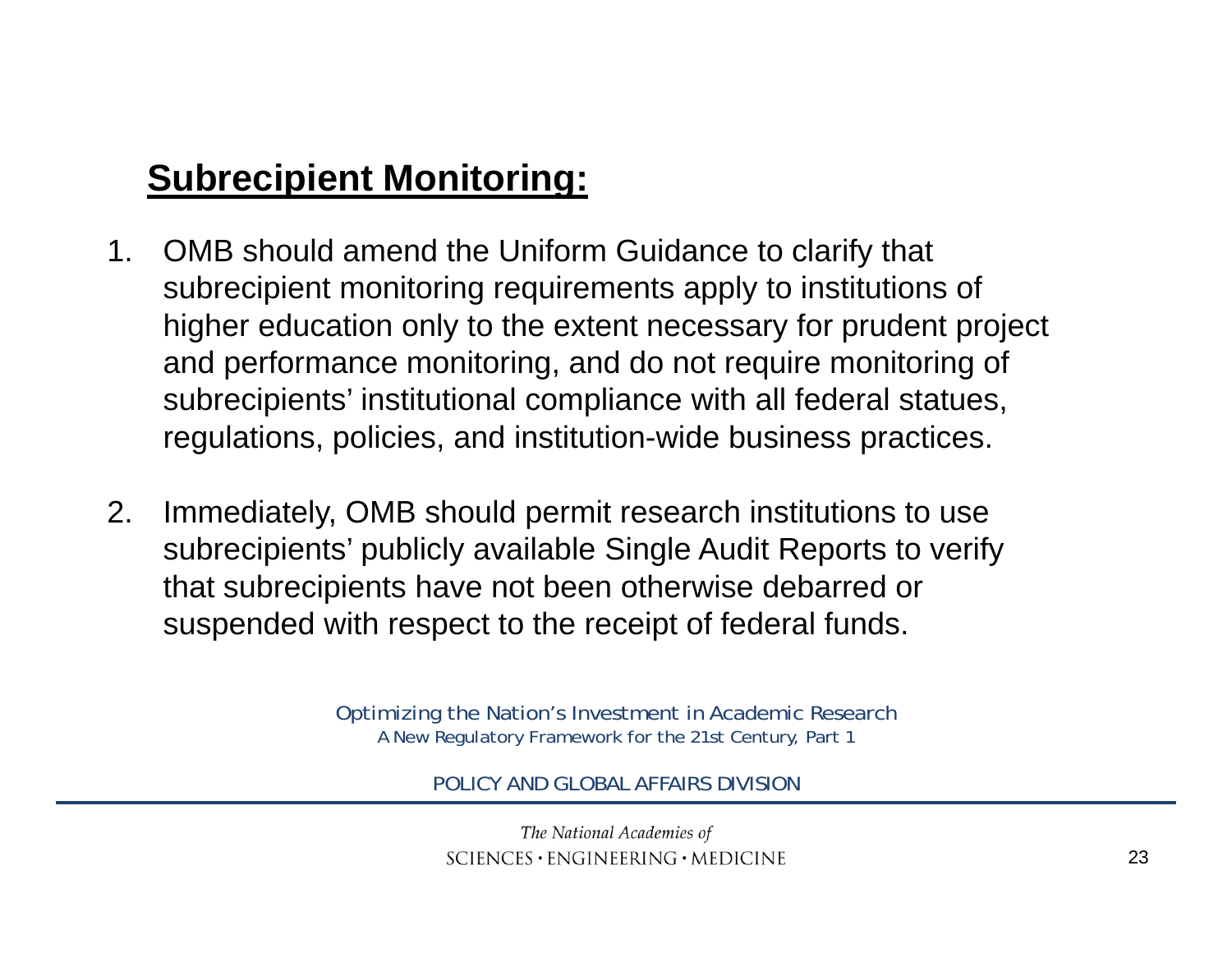## Subrecipient Monitoring:

1. OMB should amend the Uniform Guidance to clarify that subrecipient monitoring requirements apply to institutions of higher education only to the extent necessary for prudent project and performance monitoring, and do not require monitoring of subrecipients' institutional compliance with all federal statues, regulations, policies, and institution-wide business practices.

2. Immediately, OMB should permit research institutions to use subrecipients' publicly available Single Audit Reports to verify that subrecipients have not been otherwise debarred or suspended with respect to the receipt of federal funds.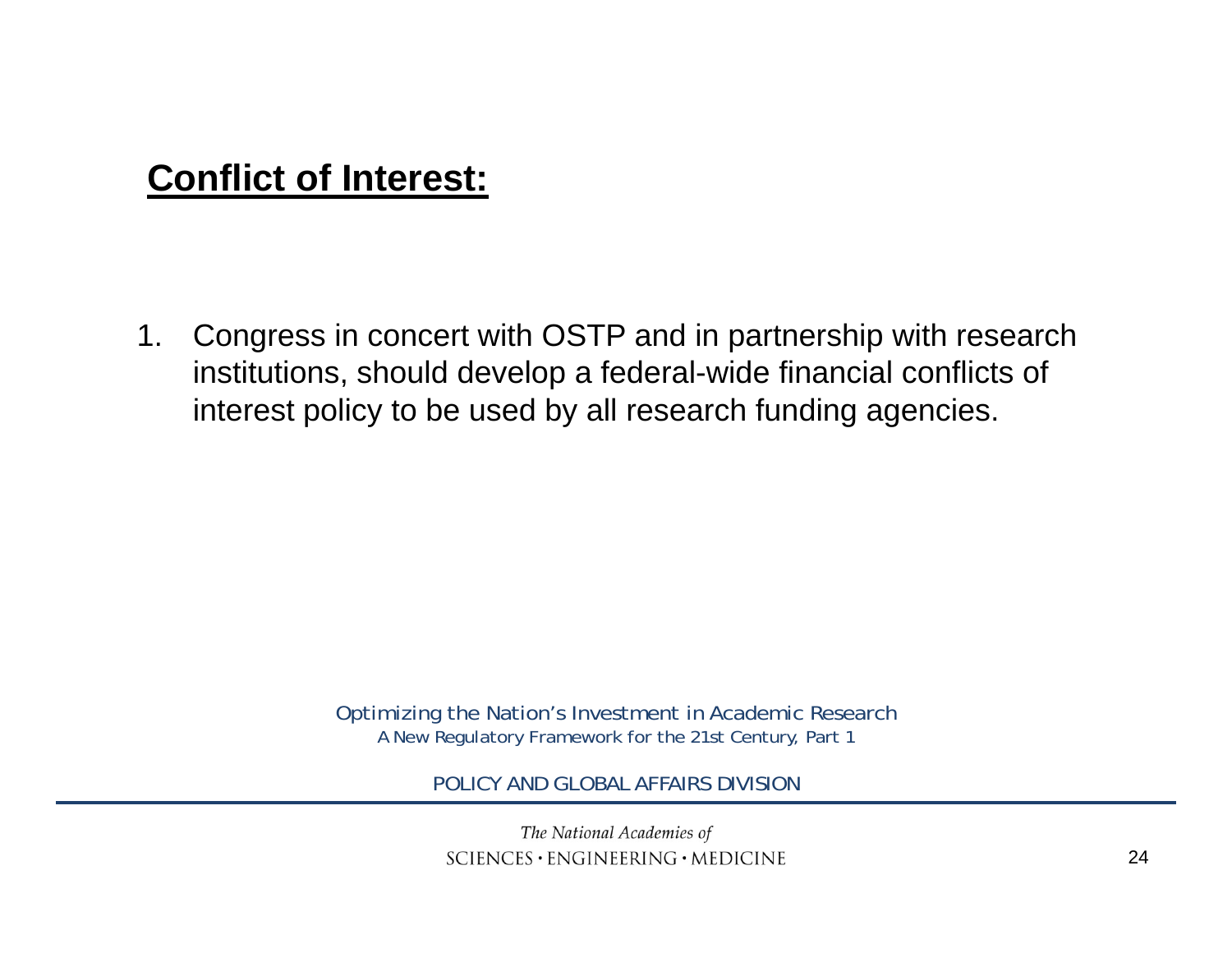## Conflict of Interest:

1. Congress in concert with OSTP and in partnership with research institutions, should develop a federal-wide financial conflicts of interest policy to be used by all research funding agencies.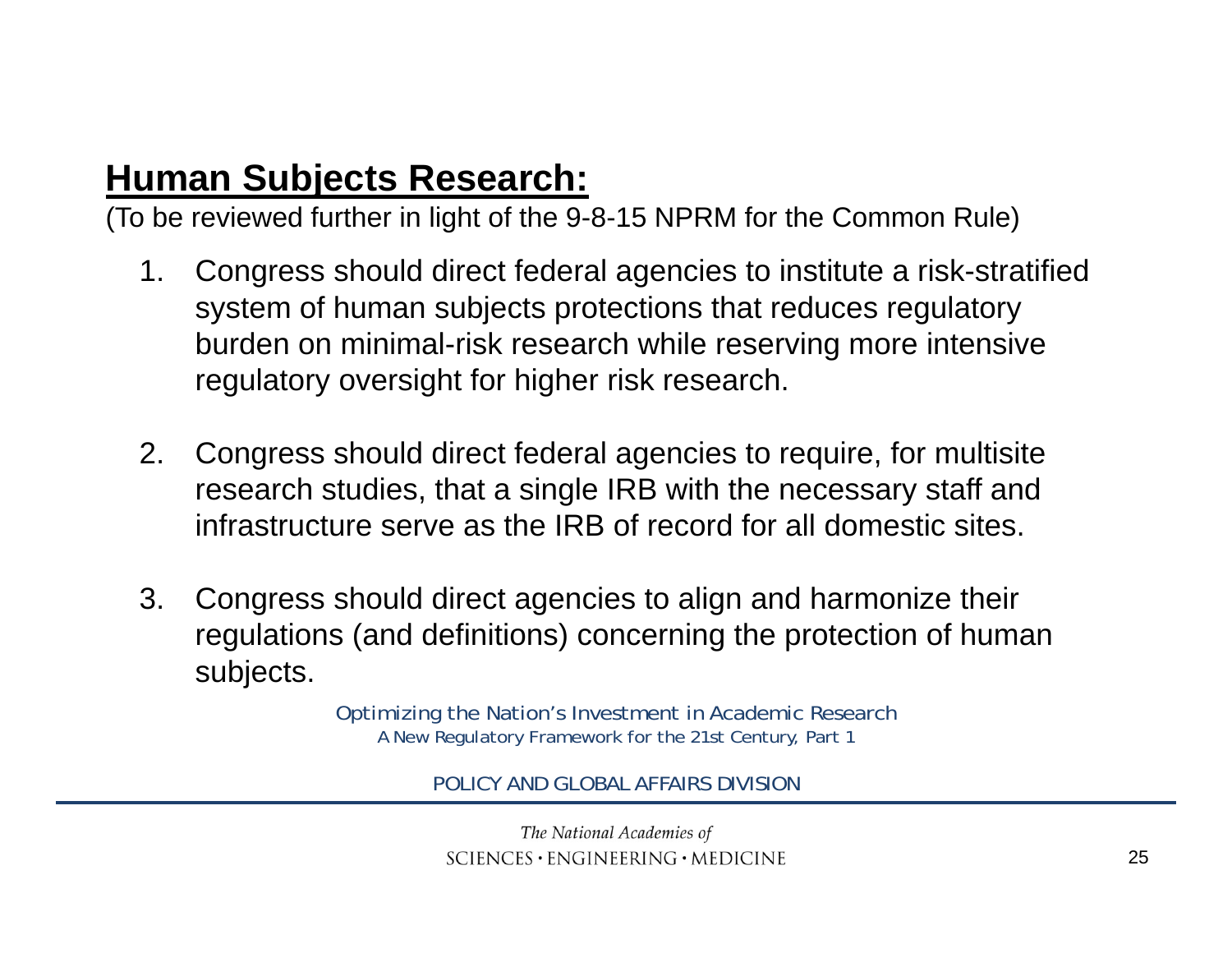## **Human Subjects Research:**

(To be reviewed further in light of the 9-8-15 NPRM for the Common Rule)

1. Congress should direct federal agencies to institute a risk-stratified system of human subjects protections that reduces regulatory burden on minimal-risk research while reserving more intensive regulatory oversight for higher risk research.

2. Congress should direct federal agencies to require, for multisite research studies, that a single IRB with the necessary staff and infrastructure serve as the IRB of record for all domestic sites.

3. Congress should direct agencies to align and harmonize their regulations (and definitions) concerning the protection of human subjects.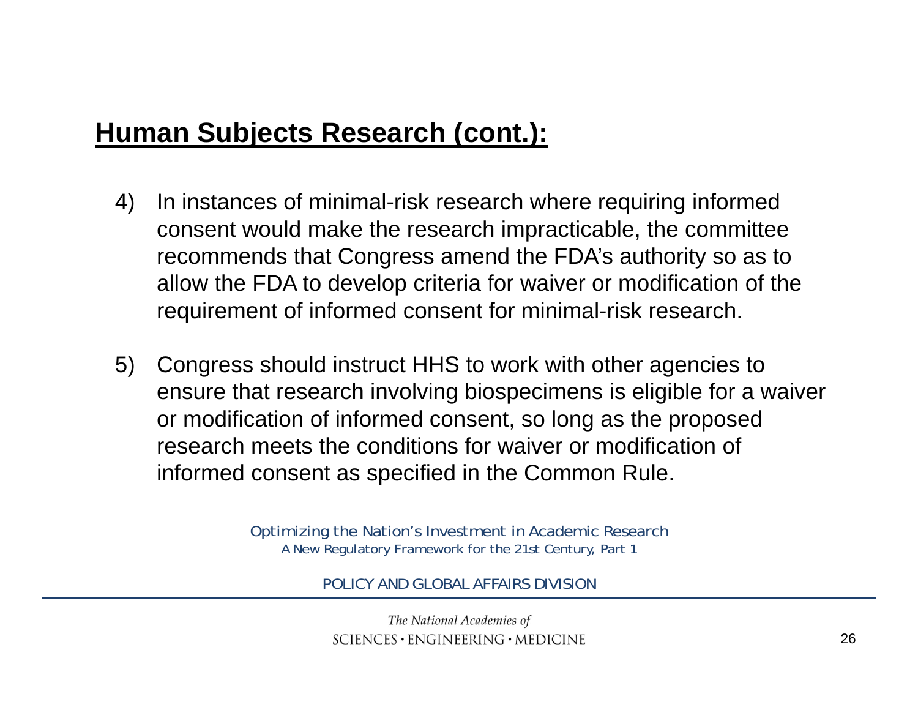## **Human Subjects Research (cont.):**

4) In instances of minimal-risk research where requiring informed consent would make the research impracticable, the committee recommends that Congress amend the FDA's authority so as to allow the FDA to develop criteria for waiver or modification of the requirement of informed consent for minimal-risk research.

5) Congress should instruct HHS to work with other agencies to ensure that research involving biospecimens is eligible for a waiver or modification of informed consent, so long as the proposed research meets the conditions for waiver or modification of informed consent as specified in the Common Rule.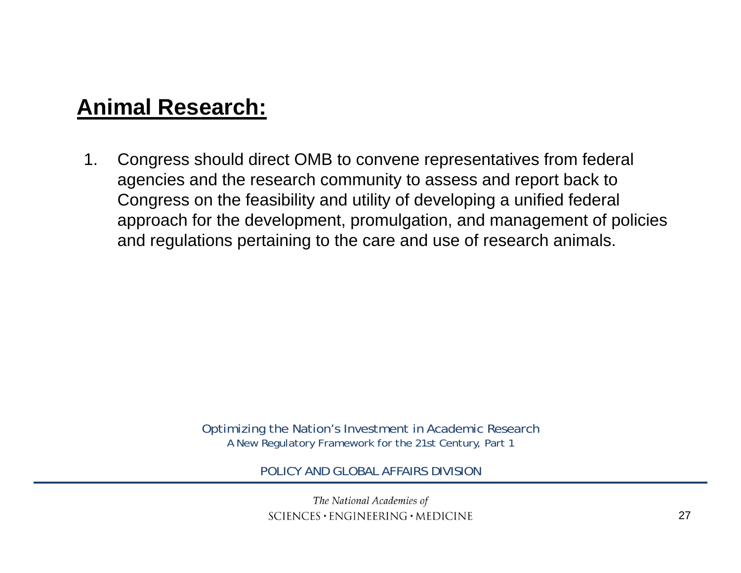## **Animal Research:**

1. Congress should direct OMB to convene representatives from federal agencies and the research community to assess and report back to Congress on the feasibility and utility of developing a unified federal approach for the development, promulgation, and management of policies and regulations pertaining to the care and use of research animals.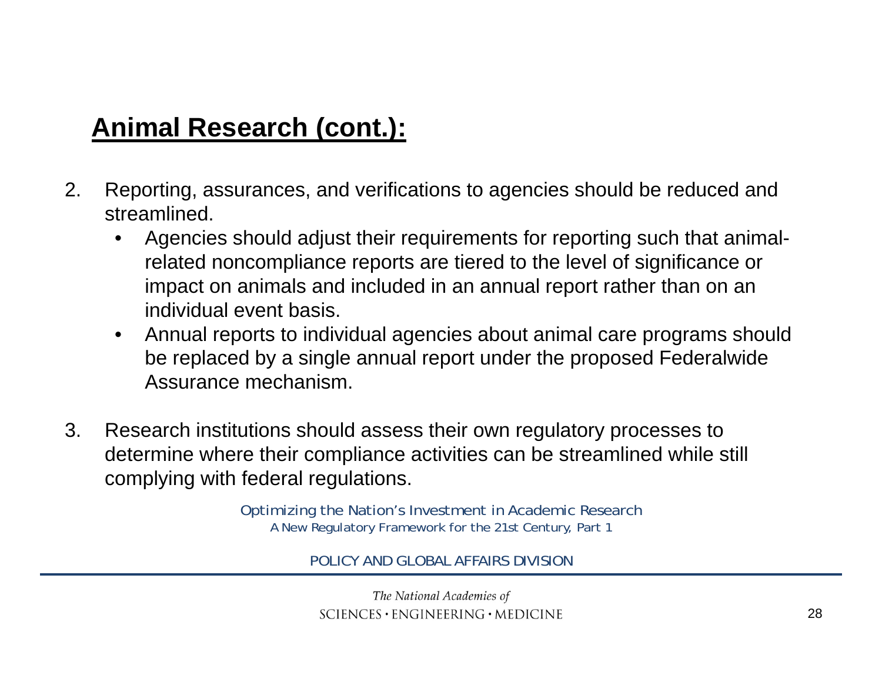## **Animal Research (cont.):**

2. Reporting, assurances, and verifications to agencies should be reduced and streamlined.
   - Agencies should adjust their requirements for reporting such that animal-related noncompliance reports are tiered to the level of significance or impact on animals and included in an annual report rather than on an individual event basis.
   - Annual reports to individual agencies about animal care programs should be replaced by a single annual report under the proposed Federalwide Assurance mechanism.

3. Research institutions should assess their own regulatory processes to determine where their compliance activities can be streamlined while still complying with federal regulations.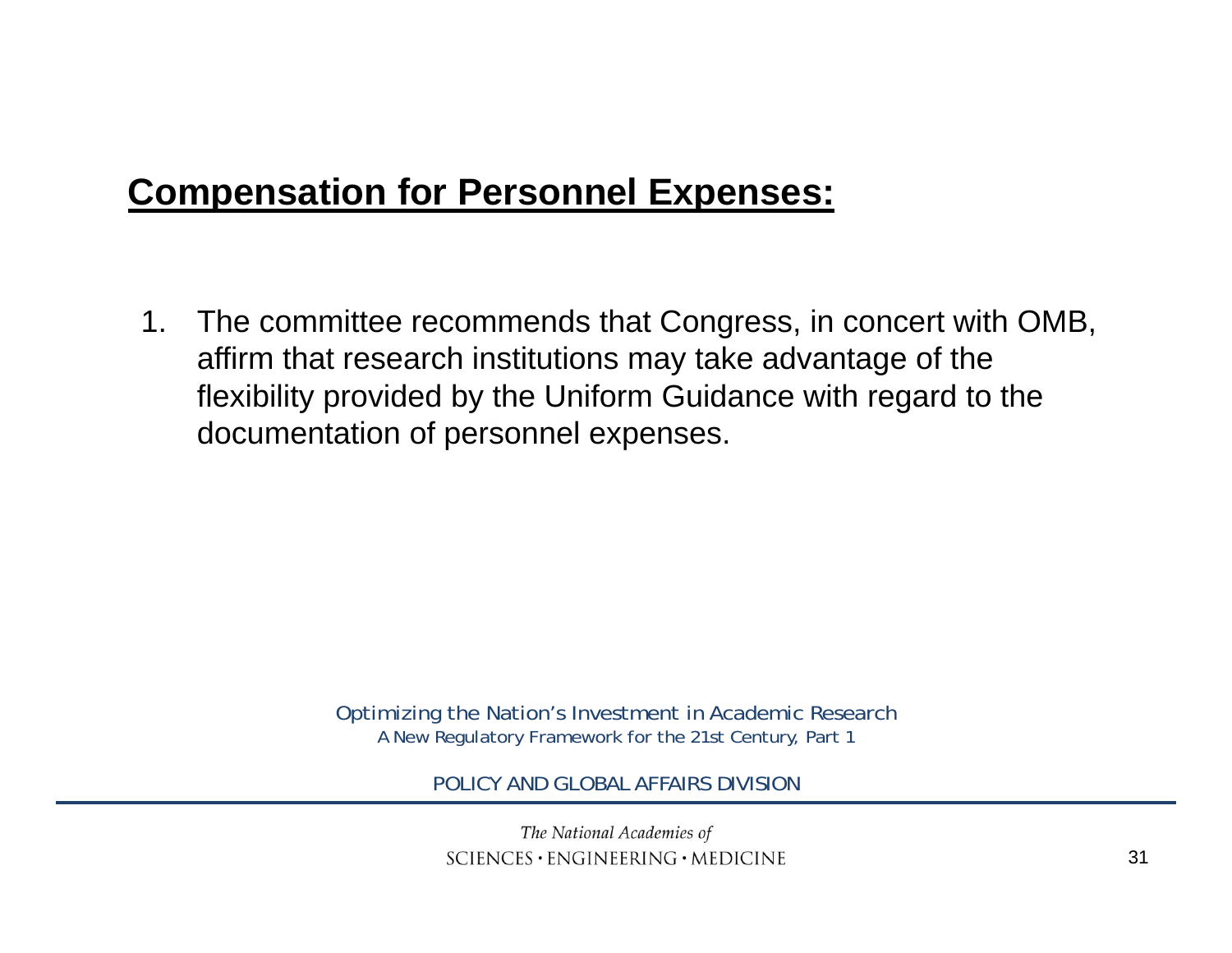## **Compensation for Personnel Expenses:**

1. The committee recommends that Congress, in concert with OMB, affirm that research institutions may take advantage of the flexibility provided by the Uniform Guidance with regard to the documentation of personnel expenses.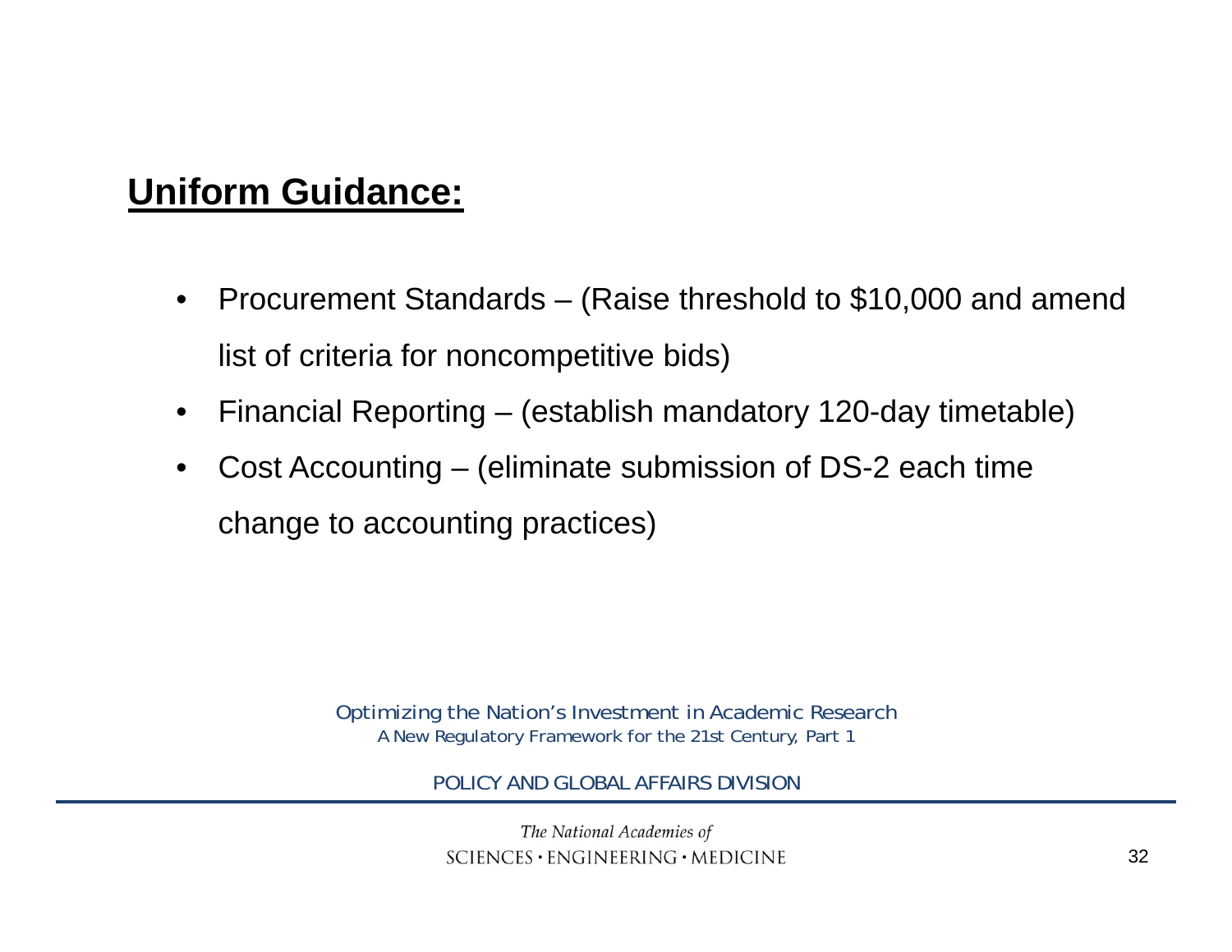## **Uniform Guidance:**

- Procurement Standards – (Raise threshold to $10,000 and amend list of criteria for noncompetitive bids)
- Financial Reporting – (establish mandatory 120-day timetable)
- Cost Accounting – (eliminate submission of DS-2 each time change to accounting practices)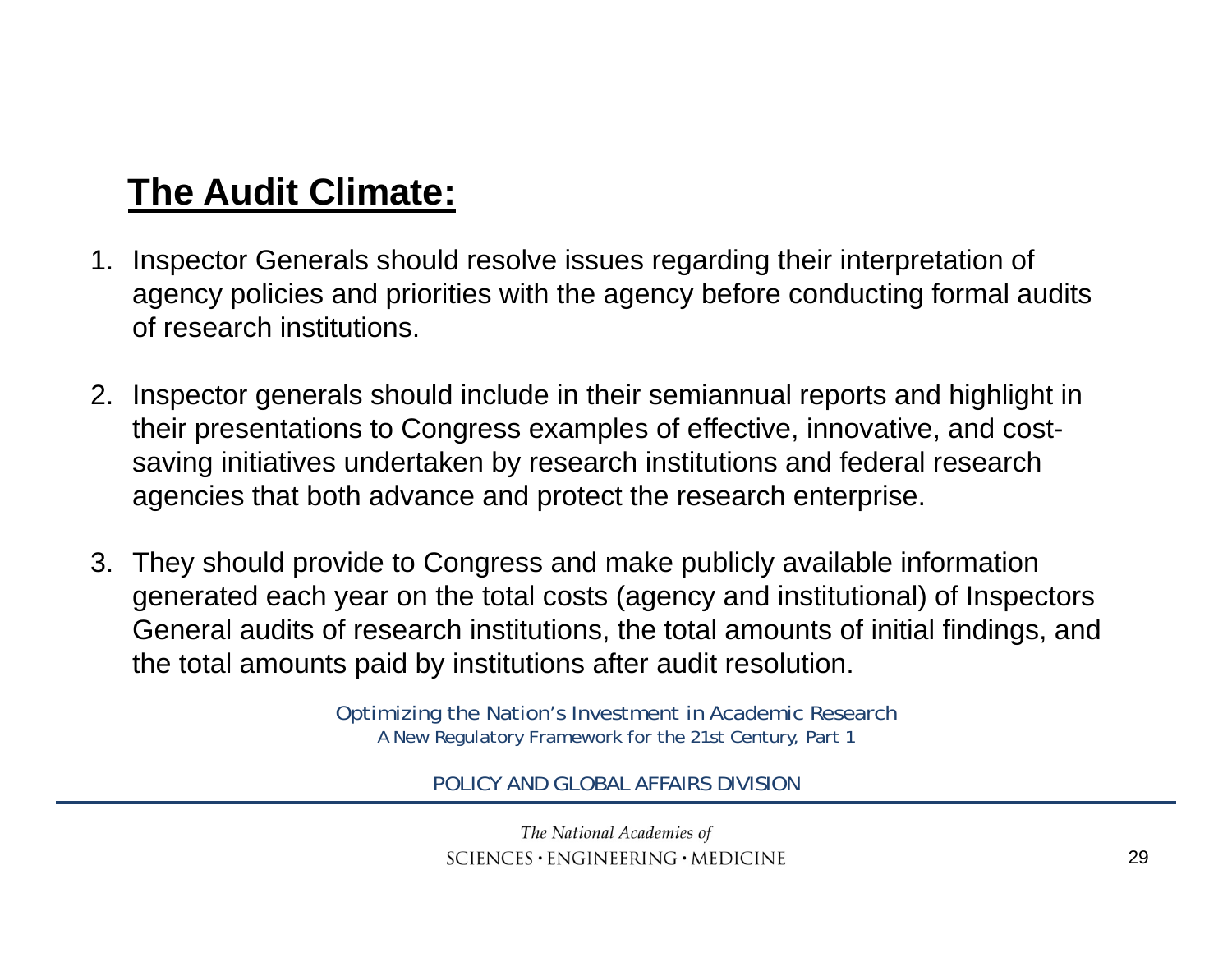## **The Audit Climate:**

1. Inspector Generals should resolve issues regarding their interpretation of agency policies and priorities with the agency before conducting formal audits of research institutions.

2. Inspector generals should include in their semiannual reports and highlight in their presentations to Congress examples of effective, innovative, and cost-saving initiatives undertaken by research institutions and federal research agencies that both advance and protect the research enterprise.

3. They should provide to Congress and make publicly available information generated each year on the total costs (agency and institutional) of Inspectors General audits of research institutions, the total amounts of initial findings, and the total amounts paid by institutions after audit resolution.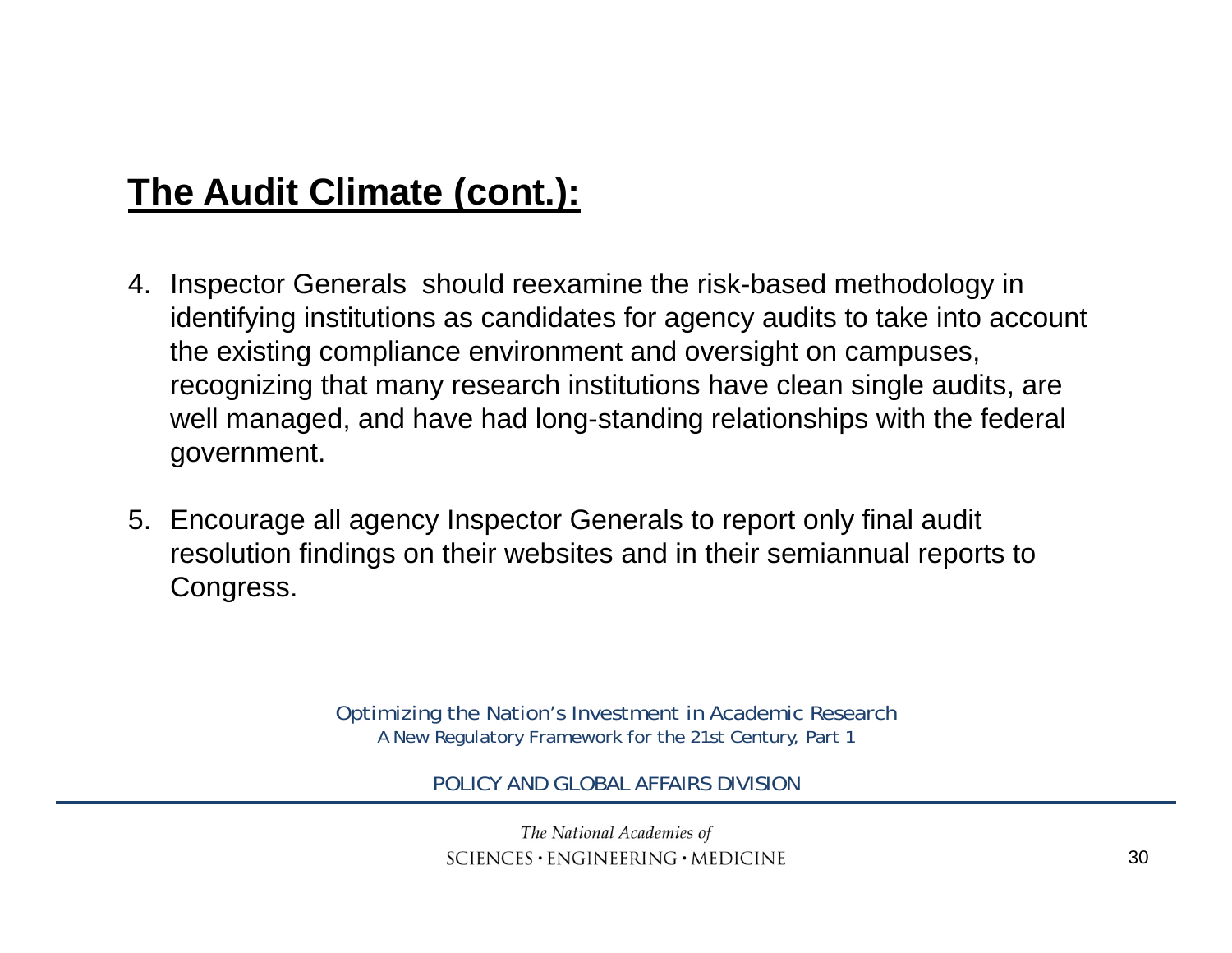## The Audit Climate (cont.):

4. Inspector Generals  should reexamine the risk-based methodology in identifying institutions as candidates for agency audits to take into account the existing compliance environment and oversight on campuses, recognizing that many research institutions have clean single audits, are well managed, and have had long-standing relationships with the federal government.

5. Encourage all agency Inspector Generals to report only final audit resolution findings on their websites and in their semiannual reports to Congress.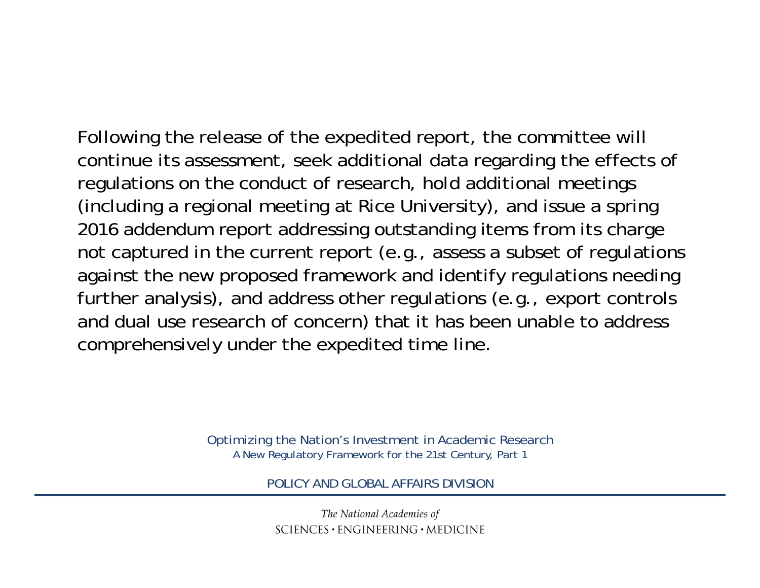Following the release of the expedited report, the committee will continue its assessment, seek additional data regarding the effects of regulations on the conduct of research, hold additional meetings (including a regional meeting at Rice University), and issue a spring 2016 addendum report addressing outstanding items from its charge not captured in the current report (e.g., assess a subset of regulations against the new proposed framework and identify regulations needing further analysis), and address other regulations (e.g., export controls and dual use research of concern) that it has been unable to address comprehensively under the expedited time line.